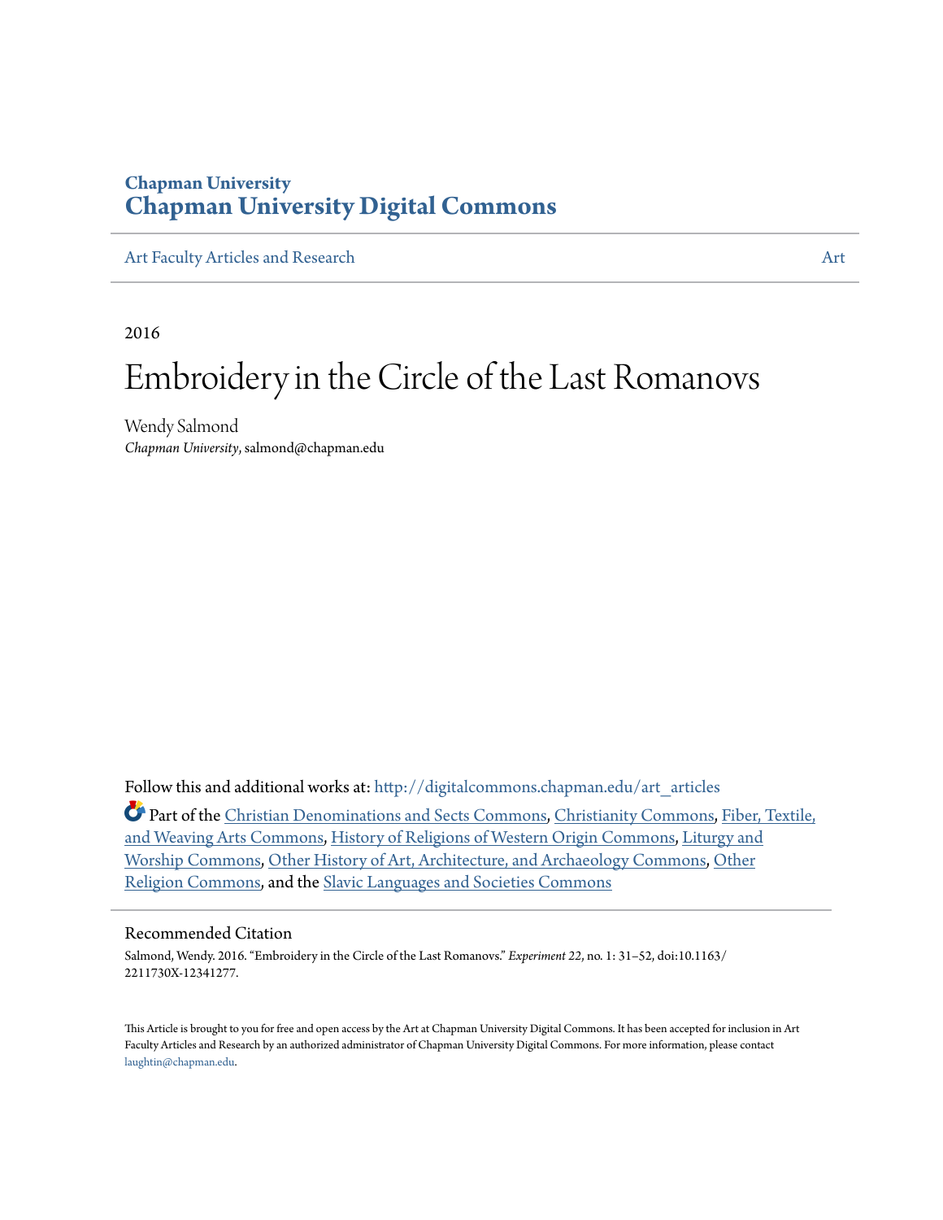Chapman University

Chapman University Digital Commons

Art Faculty Articles and Research | Art

2016

# Embroidery in the Circle of the Last Romanovs

Wendy Salmond
*Chapman University*, salmond@chapman.edu

Follow this and additional works at: http://digitalcommons.chapman.edu/art_articles

Part of the Christian Denominations and Sects Commons, Christianity Commons, Fiber, Textile, and Weaving Arts Commons, History of Religions of Western Origin Commons, Liturgy and Worship Commons, Other History of Art, Architecture, and Archaeology Commons, Other Religion Commons, and the Slavic Languages and Societies Commons

## Recommended Citation

Salmond, Wendy. 2016. "Embroidery in the Circle of the Last Romanovs." *Experiment 22*, no. 1: 31–52, doi:10.1163/2211730X-12341277.

This Article is brought to you for free and open access by the Art at Chapman University Digital Commons. It has been accepted for inclusion in Art Faculty Articles and Research by an authorized administrator of Chapman University Digital Commons. For more information, please contact laughtin@chapman.edu.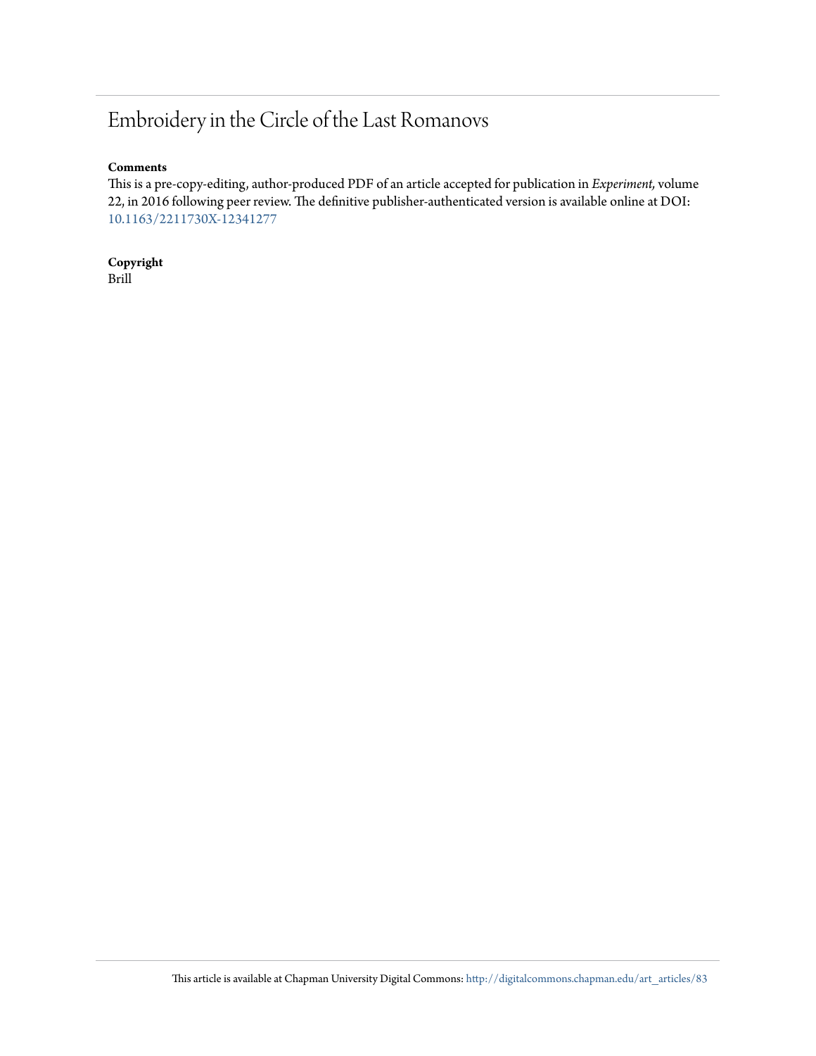# Embroidery in the Circle of the Last Romanovs

**Comments**

This is a pre-copy-editing, author-produced PDF of an article accepted for publication in *Experiment,* volume 22, in 2016 following peer review. The definitive publisher-authenticated version is available online at DOI: 10.1163/2211730X-12341277

**Copyright**

Brill

This article is available at Chapman University Digital Commons: http://digitalcommons.chapman.edu/art_articles/83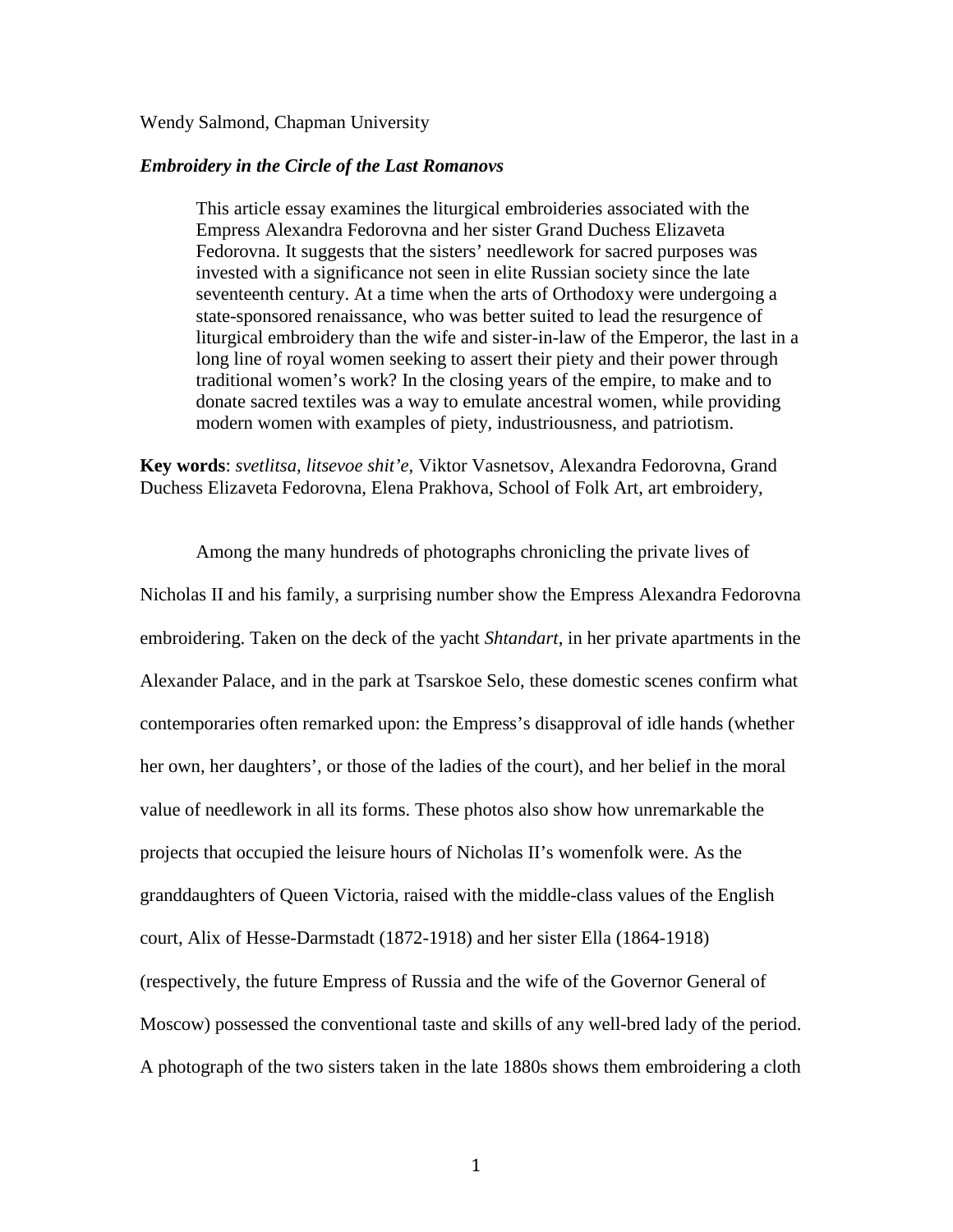Wendy Salmond, Chapman University

***Embroidery in the Circle of the Last Romanovs***

> This article essay examines the liturgical embroideries associated with the Empress Alexandra Fedorovna and her sister Grand Duchess Elizaveta Fedorovna. It suggests that the sisters' needlework for sacred purposes was invested with a significance not seen in elite Russian society since the late seventeenth century. At a time when the arts of Orthodoxy were undergoing a state-sponsored renaissance, who was better suited to lead the resurgence of liturgical embroidery than the wife and sister-in-law of the Emperor, the last in a long line of royal women seeking to assert their piety and their power through traditional women's work? In the closing years of the empire, to make and to donate sacred textiles was a way to emulate ancestral women, while providing modern women with examples of piety, industriousness, and patriotism.

**Key words**: *svetlitsa*, *litsevoe shit'e*, Viktor Vasnetsov, Alexandra Fedorovna, Grand Duchess Elizaveta Fedorovna, Elena Prakhova, School of Folk Art, art embroidery,

Among the many hundreds of photographs chronicling the private lives of Nicholas II and his family, a surprising number show the Empress Alexandra Fedorovna embroidering. Taken on the deck of the yacht *Shtandart*, in her private apartments in the Alexander Palace, and in the park at Tsarskoe Selo, these domestic scenes confirm what contemporaries often remarked upon: the Empress's disapproval of idle hands (whether her own, her daughters', or those of the ladies of the court), and her belief in the moral value of needlework in all its forms. These photos also show how unremarkable the projects that occupied the leisure hours of Nicholas II's womenfolk were. As the granddaughters of Queen Victoria, raised with the middle-class values of the English court, Alix of Hesse-Darmstadt (1872-1918) and her sister Ella (1864-1918) (respectively, the future Empress of Russia and the wife of the Governor General of Moscow) possessed the conventional taste and skills of any well-bred lady of the period. A photograph of the two sisters taken in the late 1880s shows them embroidering a cloth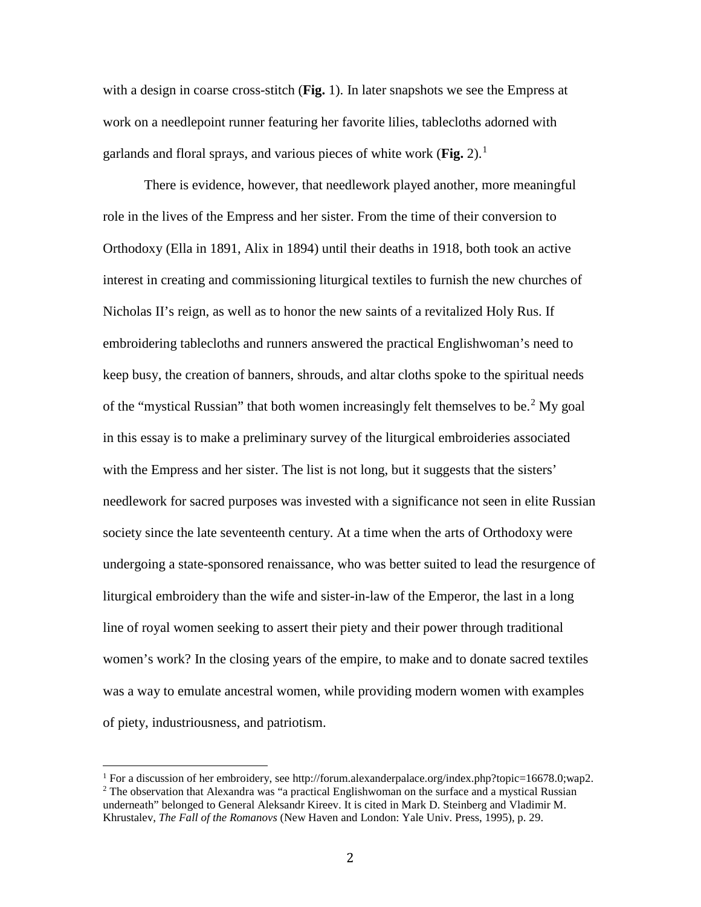with a design in coarse cross-stitch (**Fig.** 1). In later snapshots we see the Empress at work on a needlepoint runner featuring her favorite lilies, tablecloths adorned with garlands and floral sprays, and various pieces of white work (**Fig.** 2).[1]

There is evidence, however, that needlework played another, more meaningful role in the lives of the Empress and her sister. From the time of their conversion to Orthodoxy (Ella in 1891, Alix in 1894) until their deaths in 1918, both took an active interest in creating and commissioning liturgical textiles to furnish the new churches of Nicholas II's reign, as well as to honor the new saints of a revitalized Holy Rus. If embroidering tablecloths and runners answered the practical Englishwoman's need to keep busy, the creation of banners, shrouds, and altar cloths spoke to the spiritual needs of the "mystical Russian" that both women increasingly felt themselves to be.[2] My goal in this essay is to make a preliminary survey of the liturgical embroideries associated with the Empress and her sister. The list is not long, but it suggests that the sisters' needlework for sacred purposes was invested with a significance not seen in elite Russian society since the late seventeenth century. At a time when the arts of Orthodoxy were undergoing a state-sponsored renaissance, who was better suited to lead the resurgence of liturgical embroidery than the wife and sister-in-law of the Emperor, the last in a long line of royal women seeking to assert their piety and their power through traditional women's work? In the closing years of the empire, to make and to donate sacred textiles was a way to emulate ancestral women, while providing modern women with examples of piety, industriousness, and patriotism.

---

[1] For a discussion of her embroidery, see http://forum.alexanderpalace.org/index.php?topic=16678.0;wap2.

[2] The observation that Alexandra was "a practical Englishwoman on the surface and a mystical Russian underneath" belonged to General Aleksandr Kireev. It is cited in Mark D. Steinberg and Vladimir M. Khrustalev, *The Fall of the Romanovs* (New Haven and London: Yale Univ. Press, 1995), p. 29.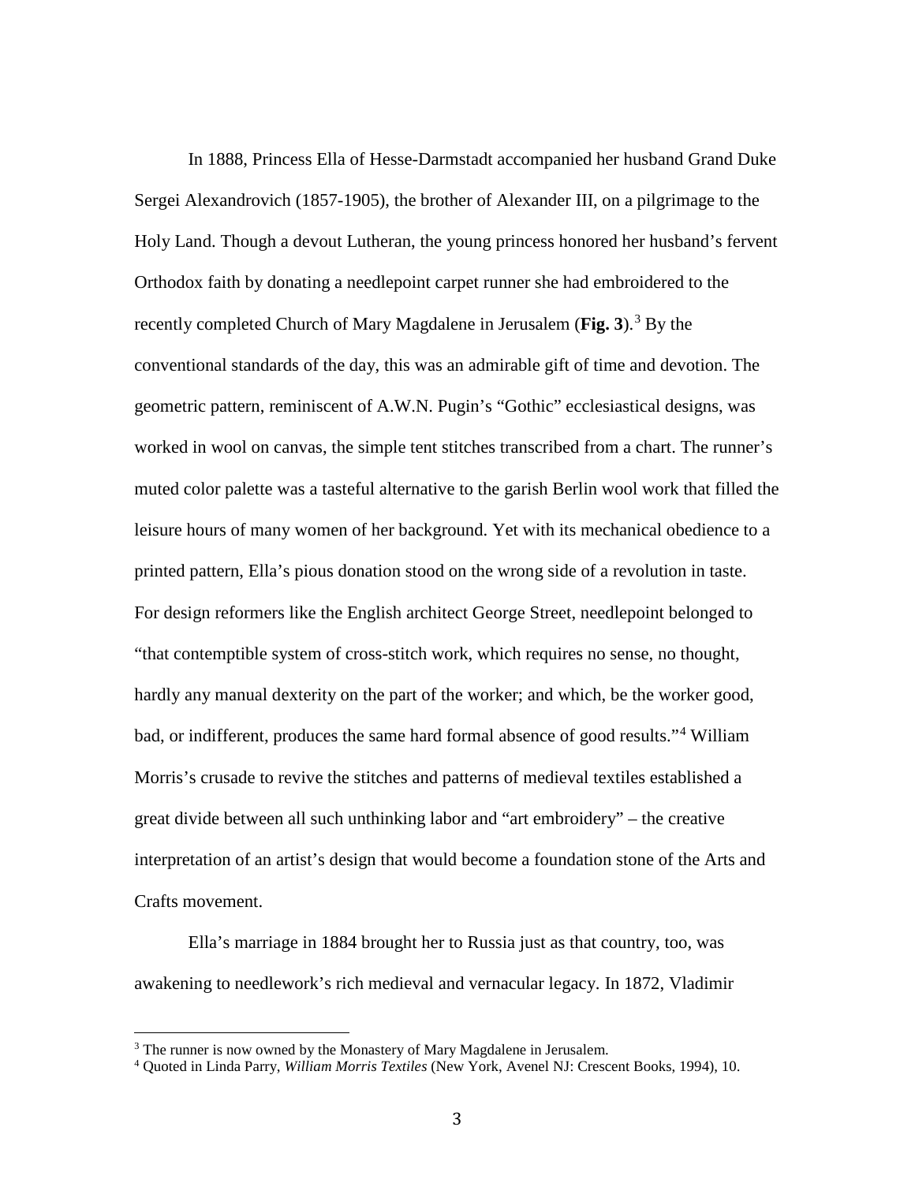In 1888, Princess Ella of Hesse-Darmstadt accompanied her husband Grand Duke Sergei Alexandrovich (1857-1905), the brother of Alexander III, on a pilgrimage to the Holy Land. Though a devout Lutheran, the young princess honored her husband's fervent Orthodox faith by donating a needlepoint carpet runner she had embroidered to the recently completed Church of Mary Magdalene in Jerusalem (**Fig. 3**).[3] By the conventional standards of the day, this was an admirable gift of time and devotion. The geometric pattern, reminiscent of A.W.N. Pugin's "Gothic" ecclesiastical designs, was worked in wool on canvas, the simple tent stitches transcribed from a chart. The runner's muted color palette was a tasteful alternative to the garish Berlin wool work that filled the leisure hours of many women of her background. Yet with its mechanical obedience to a printed pattern, Ella's pious donation stood on the wrong side of a revolution in taste. For design reformers like the English architect George Street, needlepoint belonged to "that contemptible system of cross-stitch work, which requires no sense, no thought, hardly any manual dexterity on the part of the worker; and which, be the worker good, bad, or indifferent, produces the same hard formal absence of good results."[4] William Morris's crusade to revive the stitches and patterns of medieval textiles established a great divide between all such unthinking labor and "art embroidery" – the creative interpretation of an artist's design that would become a foundation stone of the Arts and Crafts movement.

Ella's marriage in 1884 brought her to Russia just as that country, too, was awakening to needlework's rich medieval and vernacular legacy. In 1872, Vladimir

---

[3] The runner is now owned by the Monastery of Mary Magdalene in Jerusalem.

[4] Quoted in Linda Parry, *William Morris Textiles* (New York, Avenel NJ: Crescent Books, 1994), 10.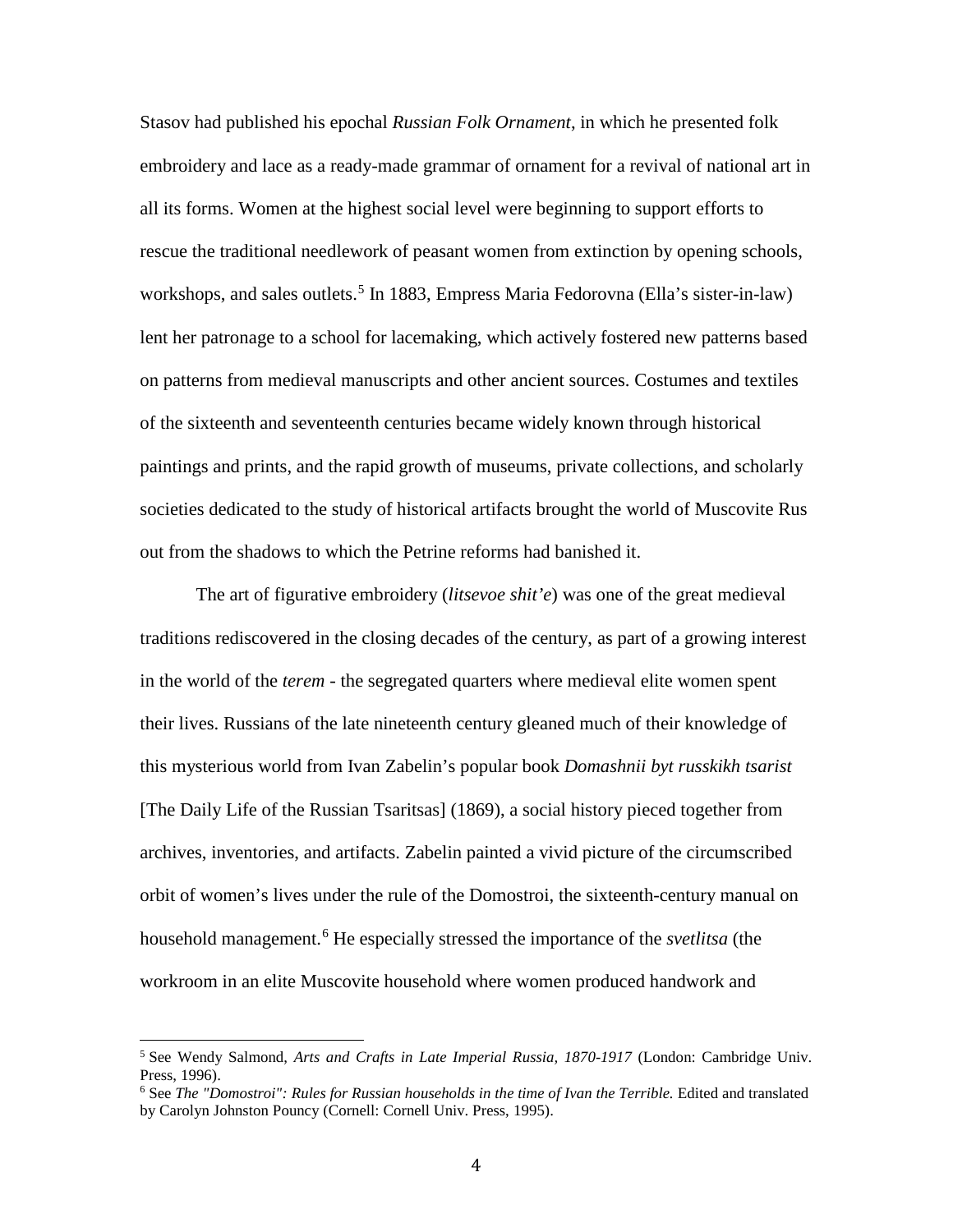Stasov had published his epochal *Russian Folk Ornament*, in which he presented folk embroidery and lace as a ready-made grammar of ornament for a revival of national art in all its forms. Women at the highest social level were beginning to support efforts to rescue the traditional needlework of peasant women from extinction by opening schools, workshops, and sales outlets.[5] In 1883, Empress Maria Fedorovna (Ella's sister-in-law) lent her patronage to a school for lacemaking, which actively fostered new patterns based on patterns from medieval manuscripts and other ancient sources. Costumes and textiles of the sixteenth and seventeenth centuries became widely known through historical paintings and prints, and the rapid growth of museums, private collections, and scholarly societies dedicated to the study of historical artifacts brought the world of Muscovite Rus out from the shadows to which the Petrine reforms had banished it.

The art of figurative embroidery (*litsevoe shit'e*) was one of the great medieval traditions rediscovered in the closing decades of the century, as part of a growing interest in the world of the *terem* - the segregated quarters where medieval elite women spent their lives. Russians of the late nineteenth century gleaned much of their knowledge of this mysterious world from Ivan Zabelin's popular book *Domashnii byt russkikh tsarist* [The Daily Life of the Russian Tsaritsas] (1869), a social history pieced together from archives, inventories, and artifacts. Zabelin painted a vivid picture of the circumscribed orbit of women's lives under the rule of the Domostroi, the sixteenth-century manual on household management.[6] He especially stressed the importance of the *svetlitsa* (the workroom in an elite Muscovite household where women produced handwork and

[5] See Wendy Salmond, *Arts and Crafts in Late Imperial Russia, 1870-1917* (London: Cambridge Univ. Press, 1996).

[6] See *The "Domostroi": Rules for Russian households in the time of Ivan the Terrible.* Edited and translated by Carolyn Johnston Pouncy (Cornell: Cornell Univ. Press, 1995).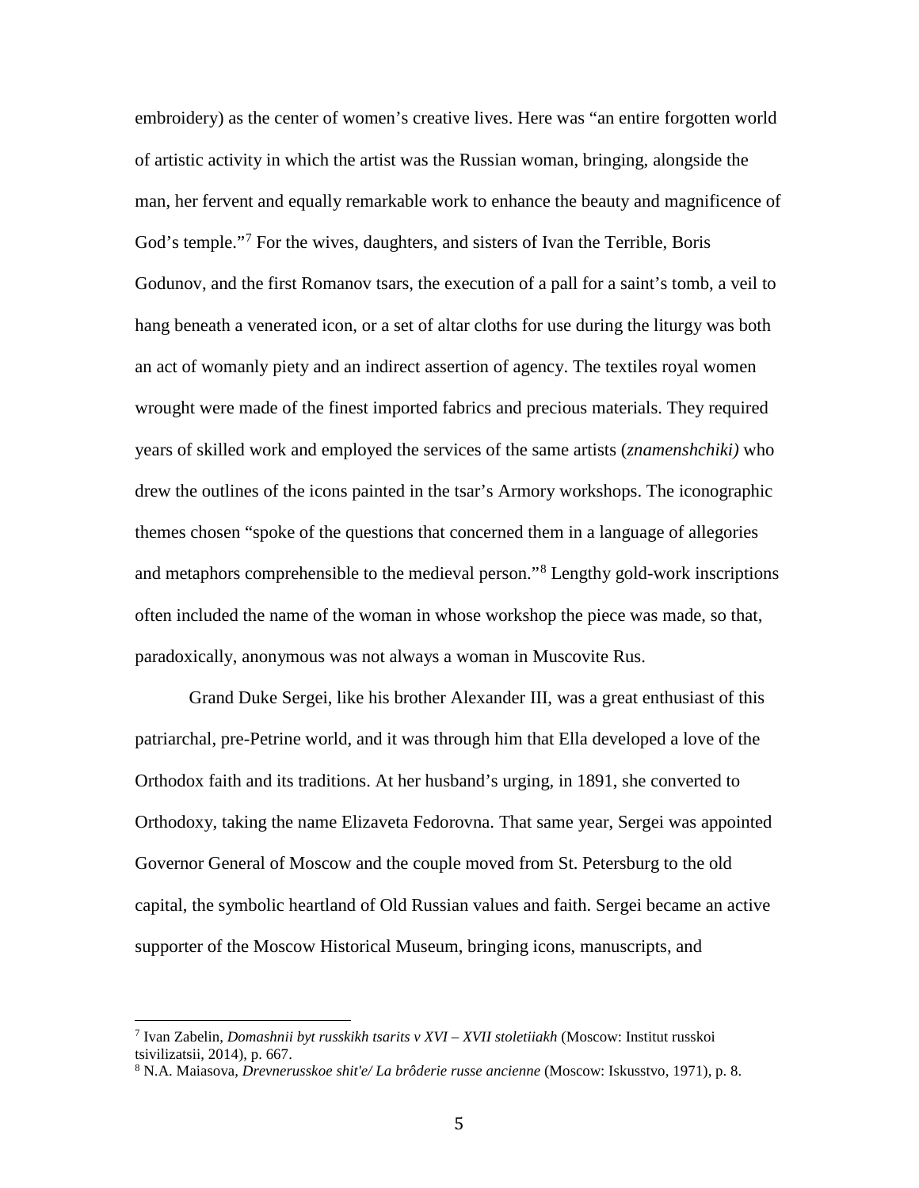embroidery) as the center of women's creative lives. Here was "an entire forgotten world of artistic activity in which the artist was the Russian woman, bringing, alongside the man, her fervent and equally remarkable work to enhance the beauty and magnificence of God's temple."[7] For the wives, daughters, and sisters of Ivan the Terrible, Boris Godunov, and the first Romanov tsars, the execution of a pall for a saint's tomb, a veil to hang beneath a venerated icon, or a set of altar cloths for use during the liturgy was both an act of womanly piety and an indirect assertion of agency. The textiles royal women wrought were made of the finest imported fabrics and precious materials. They required years of skilled work and employed the services of the same artists (*znamenshchiki)* who drew the outlines of the icons painted in the tsar's Armory workshops. The iconographic themes chosen "spoke of the questions that concerned them in a language of allegories and metaphors comprehensible to the medieval person."[8] Lengthy gold-work inscriptions often included the name of the woman in whose workshop the piece was made, so that, paradoxically, anonymous was not always a woman in Muscovite Rus.

Grand Duke Sergei, like his brother Alexander III, was a great enthusiast of this patriarchal, pre-Petrine world, and it was through him that Ella developed a love of the Orthodox faith and its traditions. At her husband's urging, in 1891, she converted to Orthodoxy, taking the name Elizaveta Fedorovna. That same year, Sergei was appointed Governor General of Moscow and the couple moved from St. Petersburg to the old capital, the symbolic heartland of Old Russian values and faith. Sergei became an active supporter of the Moscow Historical Museum, bringing icons, manuscripts, and

---

[7] Ivan Zabelin, *Domashnii byt russkikh tsarits v XVI – XVII stoletiiakh* (Moscow: Institut russkoi tsivilizatsii, 2014), p. 667.

[8] N.A. Maiasova, *Drevnerusskoe shit'e/ La brôderie russe ancienne* (Moscow: Iskusstvo, 1971), p. 8.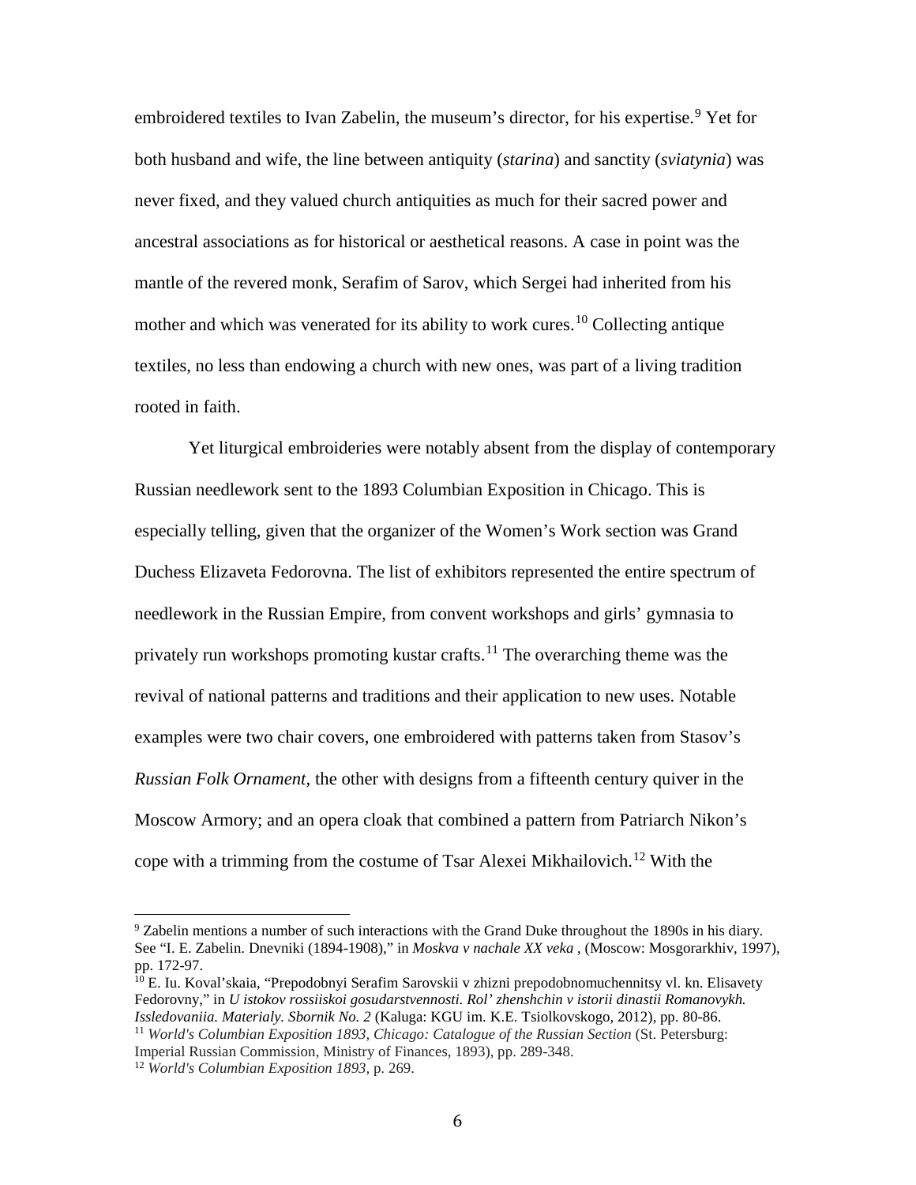embroidered textiles to Ivan Zabelin, the museum's director, for his expertise.[9] Yet for both husband and wife, the line between antiquity (*starina*) and sanctity (*sviatynia*) was never fixed, and they valued church antiquities as much for their sacred power and ancestral associations as for historical or aesthetical reasons. A case in point was the mantle of the revered monk, Serafim of Sarov, which Sergei had inherited from his mother and which was venerated for its ability to work cures.[10] Collecting antique textiles, no less than endowing a church with new ones, was part of a living tradition rooted in faith.

Yet liturgical embroideries were notably absent from the display of contemporary Russian needlework sent to the 1893 Columbian Exposition in Chicago. This is especially telling, given that the organizer of the Women's Work section was Grand Duchess Elizaveta Fedorovna. The list of exhibitors represented the entire spectrum of needlework in the Russian Empire, from convent workshops and girls' gymnasia to privately run workshops promoting kustar crafts.[11] The overarching theme was the revival of national patterns and traditions and their application to new uses. Notable examples were two chair covers, one embroidered with patterns taken from Stasov's *Russian Folk Ornament*, the other with designs from a fifteenth century quiver in the Moscow Armory; and an opera cloak that combined a pattern from Patriarch Nikon's cope with a trimming from the costume of Tsar Alexei Mikhailovich.[12] With the

---

[9] Zabelin mentions a number of such interactions with the Grand Duke throughout the 1890s in his diary. See "I. E. Zabelin. Dnevniki (1894-1908)," in *Moskva v nachale XX veka* , (Moscow: Mosgorarkhiv, 1997), pp. 172-97.

[10] E. Iu. Koval'skaia, "Prepodobnyi Serafim Sarovskii v zhizni prepodobnomuchennitsy vl. kn. Elisavety Fedorovny," in *U istokov rossiiskoi gosudarstvennosti. Rol' zhenshchin v istorii dinastii Romanovykh. Issledovaniia. Materialy. Sbornik No. 2* (Kaluga: KGU im. K.E. Tsiolkovskogo, 2012), pp. 80-86.

[11] *World's Columbian Exposition 1893, Chicago: Catalogue of the Russian Section* (St. Petersburg: Imperial Russian Commission, Ministry of Finances, 1893), pp. 289-348.

[12] *World's Columbian Exposition 1893*, p. 269.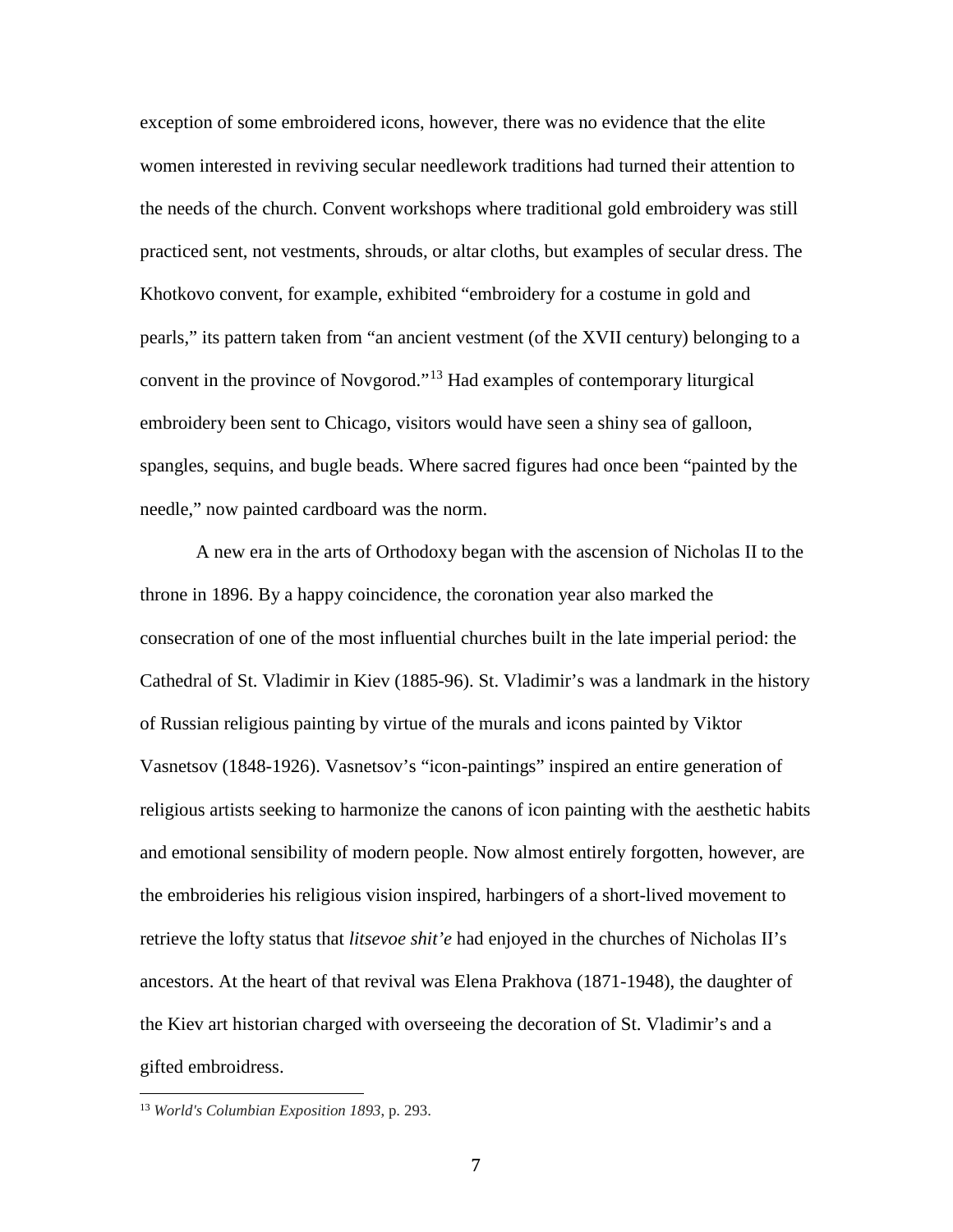exception of some embroidered icons, however, there was no evidence that the elite women interested in reviving secular needlework traditions had turned their attention to the needs of the church. Convent workshops where traditional gold embroidery was still practiced sent, not vestments, shrouds, or altar cloths, but examples of secular dress. The Khotkovo convent, for example, exhibited "embroidery for a costume in gold and pearls," its pattern taken from "an ancient vestment (of the XVII century) belonging to a convent in the province of Novgorod."[13] Had examples of contemporary liturgical embroidery been sent to Chicago, visitors would have seen a shiny sea of galloon, spangles, sequins, and bugle beads. Where sacred figures had once been "painted by the needle," now painted cardboard was the norm.

A new era in the arts of Orthodoxy began with the ascension of Nicholas II to the throne in 1896. By a happy coincidence, the coronation year also marked the consecration of one of the most influential churches built in the late imperial period: the Cathedral of St. Vladimir in Kiev (1885-96). St. Vladimir's was a landmark in the history of Russian religious painting by virtue of the murals and icons painted by Viktor Vasnetsov (1848-1926). Vasnetsov's "icon-paintings" inspired an entire generation of religious artists seeking to harmonize the canons of icon painting with the aesthetic habits and emotional sensibility of modern people. Now almost entirely forgotten, however, are the embroideries his religious vision inspired, harbingers of a short-lived movement to retrieve the lofty status that *litsevoe shit'e* had enjoyed in the churches of Nicholas II's ancestors. At the heart of that revival was Elena Prakhova (1871-1948), the daughter of the Kiev art historian charged with overseeing the decoration of St. Vladimir's and a gifted embroidress.

---

[13] *World's Columbian Exposition 1893*, p. 293.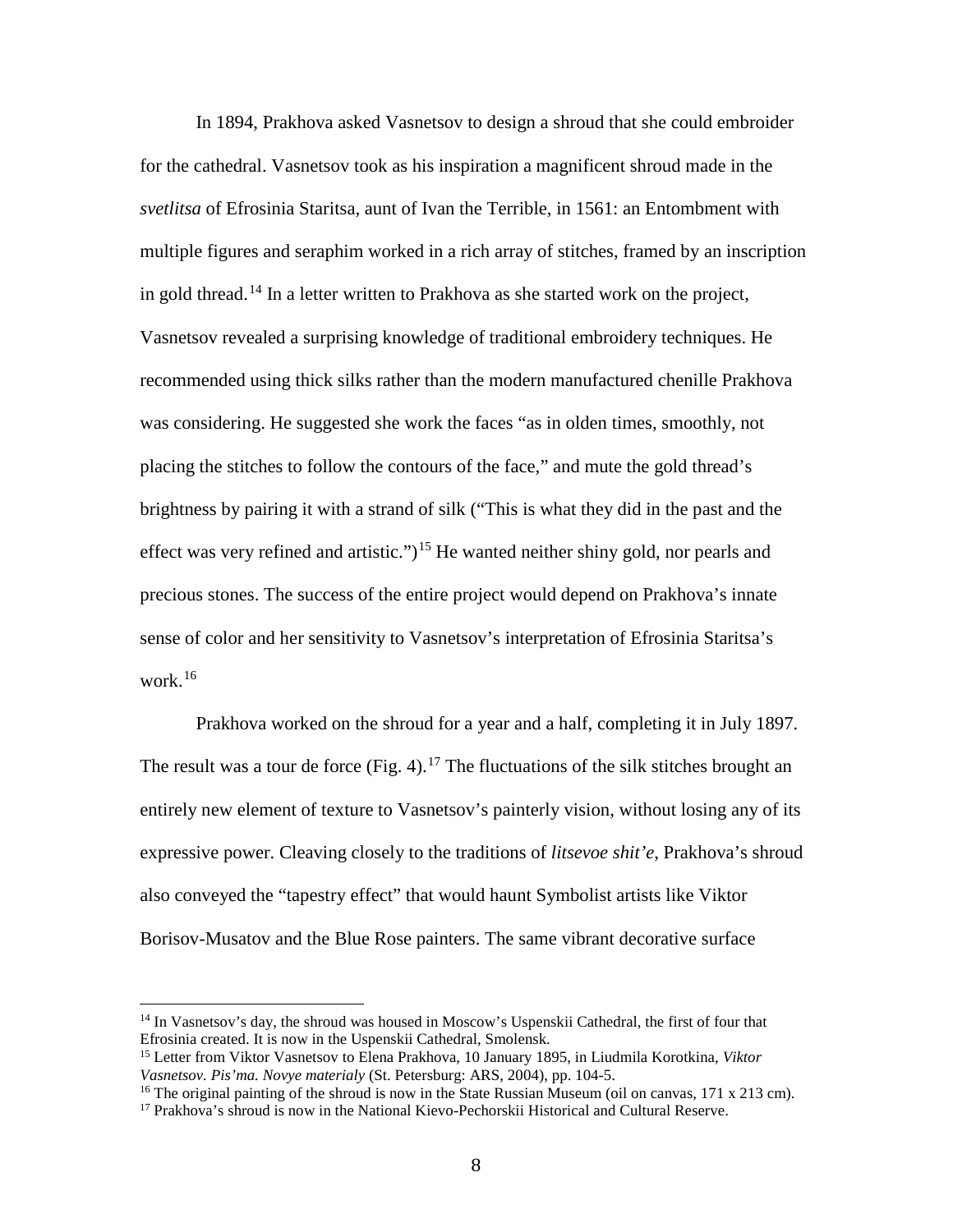In 1894, Prakhova asked Vasnetsov to design a shroud that she could embroider for the cathedral. Vasnetsov took as his inspiration a magnificent shroud made in the *svetlitsa* of Efrosinia Staritsa, aunt of Ivan the Terrible, in 1561: an Entombment with multiple figures and seraphim worked in a rich array of stitches, framed by an inscription in gold thread.[14] In a letter written to Prakhova as she started work on the project, Vasnetsov revealed a surprising knowledge of traditional embroidery techniques. He recommended using thick silks rather than the modern manufactured chenille Prakhova was considering. He suggested she work the faces "as in olden times, smoothly, not placing the stitches to follow the contours of the face," and mute the gold thread's brightness by pairing it with a strand of silk ("This is what they did in the past and the effect was very refined and artistic.")[15] He wanted neither shiny gold, nor pearls and precious stones. The success of the entire project would depend on Prakhova's innate sense of color and her sensitivity to Vasnetsov's interpretation of Efrosinia Staritsa's work.[16]

Prakhova worked on the shroud for a year and a half, completing it in July 1897. The result was a tour de force (Fig. 4).[17] The fluctuations of the silk stitches brought an entirely new element of texture to Vasnetsov's painterly vision, without losing any of its expressive power. Cleaving closely to the traditions of *litsevoe shit'e*, Prakhova's shroud also conveyed the "tapestry effect" that would haunt Symbolist artists like Viktor Borisov-Musatov and the Blue Rose painters. The same vibrant decorative surface

---

[14] In Vasnetsov's day, the shroud was housed in Moscow's Uspenskii Cathedral, the first of four that Efrosinia created. It is now in the Uspenskii Cathedral, Smolensk.

[15] Letter from Viktor Vasnetsov to Elena Prakhova, 10 January 1895, in Liudmila Korotkina, *Viktor Vasnetsov. Pis'ma. Novye materialy* (St. Petersburg: ARS, 2004), pp. 104-5.

[16] The original painting of the shroud is now in the State Russian Museum (oil on canvas, 171 x 213 cm).

[17] Prakhova's shroud is now in the National Kievo-Pechorskii Historical and Cultural Reserve.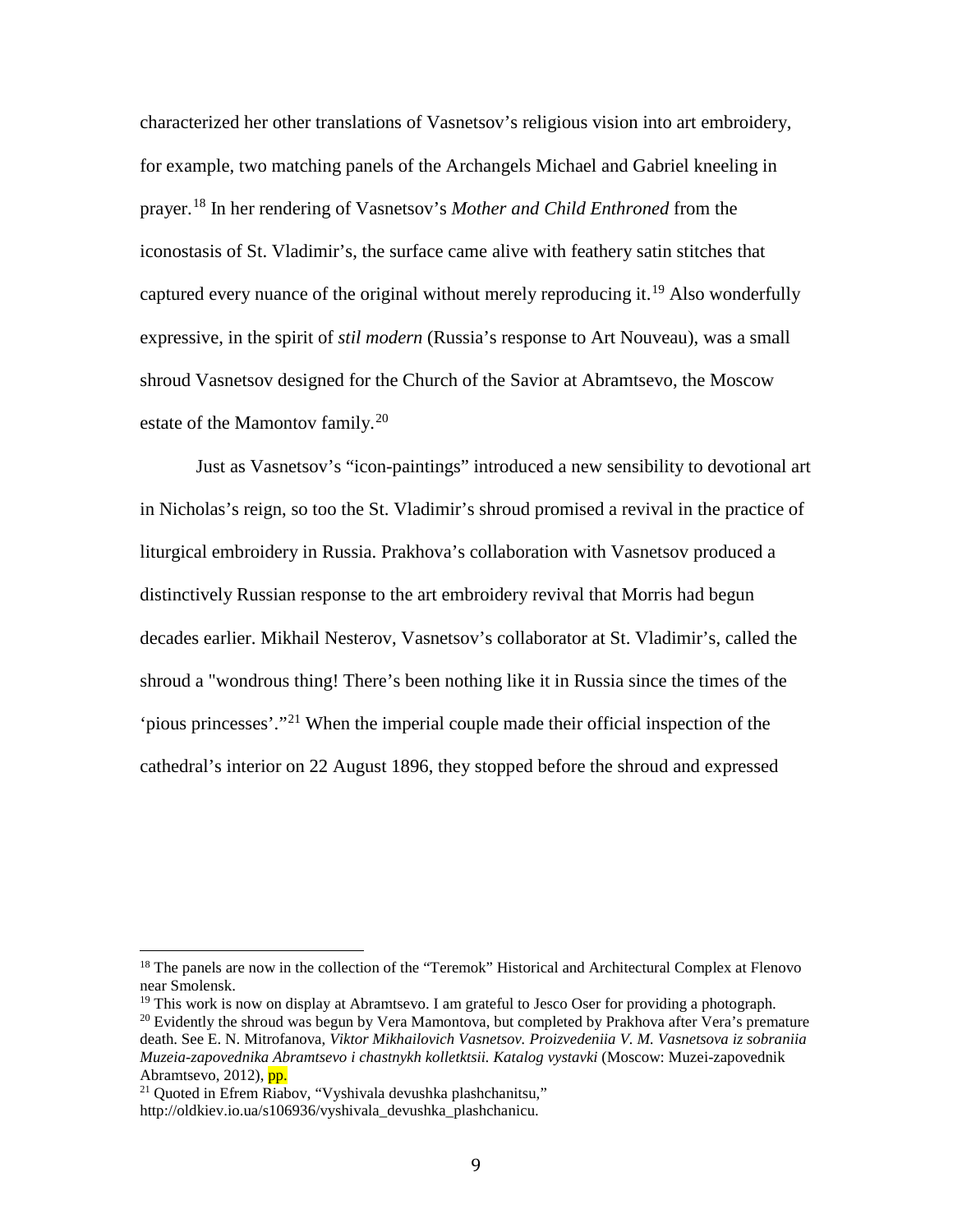characterized her other translations of Vasnetsov's religious vision into art embroidery, for example, two matching panels of the Archangels Michael and Gabriel kneeling in prayer.[18] In her rendering of Vasnetsov's *Mother and Child Enthroned* from the iconostasis of St. Vladimir's, the surface came alive with feathery satin stitches that captured every nuance of the original without merely reproducing it.[19] Also wonderfully expressive, in the spirit of *stil modern* (Russia's response to Art Nouveau), was a small shroud Vasnetsov designed for the Church of the Savior at Abramtsevo, the Moscow estate of the Mamontov family.[20]

Just as Vasnetsov's "icon-paintings" introduced a new sensibility to devotional art in Nicholas's reign, so too the St. Vladimir's shroud promised a revival in the practice of liturgical embroidery in Russia. Prakhova's collaboration with Vasnetsov produced a distinctively Russian response to the art embroidery revival that Morris had begun decades earlier. Mikhail Nesterov, Vasnetsov's collaborator at St. Vladimir's, called the shroud a "wondrous thing! There's been nothing like it in Russia since the times of the 'pious princesses'."[21] When the imperial couple made their official inspection of the cathedral's interior on 22 August 1896, they stopped before the shroud and expressed

---

[18] The panels are now in the collection of the "Teremok" Historical and Architectural Complex at Flenovo near Smolensk.

[19] This work is now on display at Abramtsevo. I am grateful to Jesco Oser for providing a photograph.

[20] Evidently the shroud was begun by Vera Mamontova, but completed by Prakhova after Vera's premature death. See E. N. Mitrofanova, *Viktor Mikhailovich Vasnetsov. Proizvedeniia V. M. Vasnetsova iz sobraniia Muzeia-zapovednika Abramtsevo i chastnykh kolletktsii. Katalog vystavki* (Moscow: Muzei-zapovednik Abramtsevo, 2012), pp.

[21] Quoted in Efrem Riabov, "Vyshivala devushka plashchanitsu," http://oldkiev.io.ua/s106936/vyshivala_devushka_plashchanicu.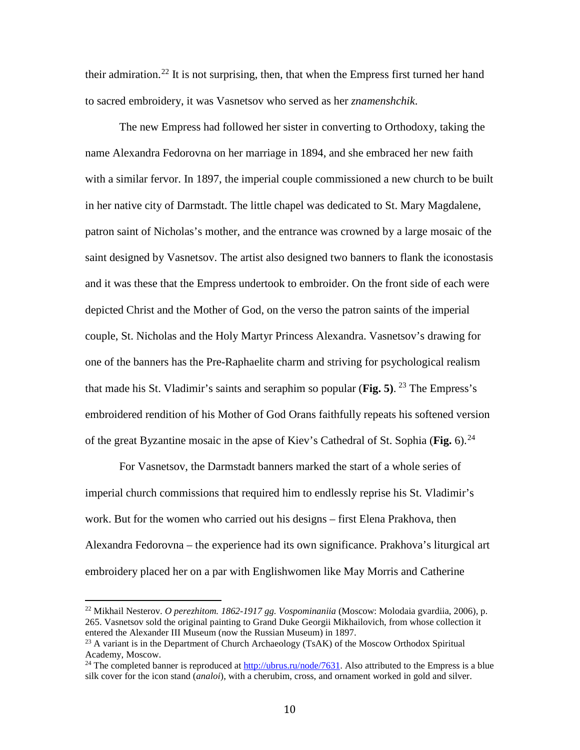their admiration.[22] It is not surprising, then, that when the Empress first turned her hand to sacred embroidery, it was Vasnetsov who served as her *znamenshchik*.

The new Empress had followed her sister in converting to Orthodoxy, taking the name Alexandra Fedorovna on her marriage in 1894, and she embraced her new faith with a similar fervor. In 1897, the imperial couple commissioned a new church to be built in her native city of Darmstadt. The little chapel was dedicated to St. Mary Magdalene, patron saint of Nicholas's mother, and the entrance was crowned by a large mosaic of the saint designed by Vasnetsov. The artist also designed two banners to flank the iconostasis and it was these that the Empress undertook to embroider. On the front side of each were depicted Christ and the Mother of God, on the verso the patron saints of the imperial couple, St. Nicholas and the Holy Martyr Princess Alexandra. Vasnetsov's drawing for one of the banners has the Pre-Raphaelite charm and striving for psychological realism that made his St. Vladimir's saints and seraphim so popular (**Fig. 5)**. [23] The Empress's embroidered rendition of his Mother of God Orans faithfully repeats his softened version of the great Byzantine mosaic in the apse of Kiev's Cathedral of St. Sophia (**Fig.** 6).[24]

For Vasnetsov, the Darmstadt banners marked the start of a whole series of imperial church commissions that required him to endlessly reprise his St. Vladimir's work. But for the women who carried out his designs – first Elena Prakhova, then Alexandra Fedorovna – the experience had its own significance. Prakhova's liturgical art embroidery placed her on a par with Englishwomen like May Morris and Catherine

---

[22] Mikhail Nesterov. *O perezhitom. 1862-1917 gg. Vospominaniia* (Moscow: Molodaia gvardiia, 2006), p. 265. Vasnetsov sold the original painting to Grand Duke Georgii Mikhailovich, from whose collection it entered the Alexander III Museum (now the Russian Museum) in 1897.

[23] A variant is in the Department of Church Archaeology (TsAK) of the Moscow Orthodox Spiritual Academy, Moscow.

[24] The completed banner is reproduced at http://ubrus.ru/node/7631. Also attributed to the Empress is a blue silk cover for the icon stand (*analoi*), with a cherubim, cross, and ornament worked in gold and silver.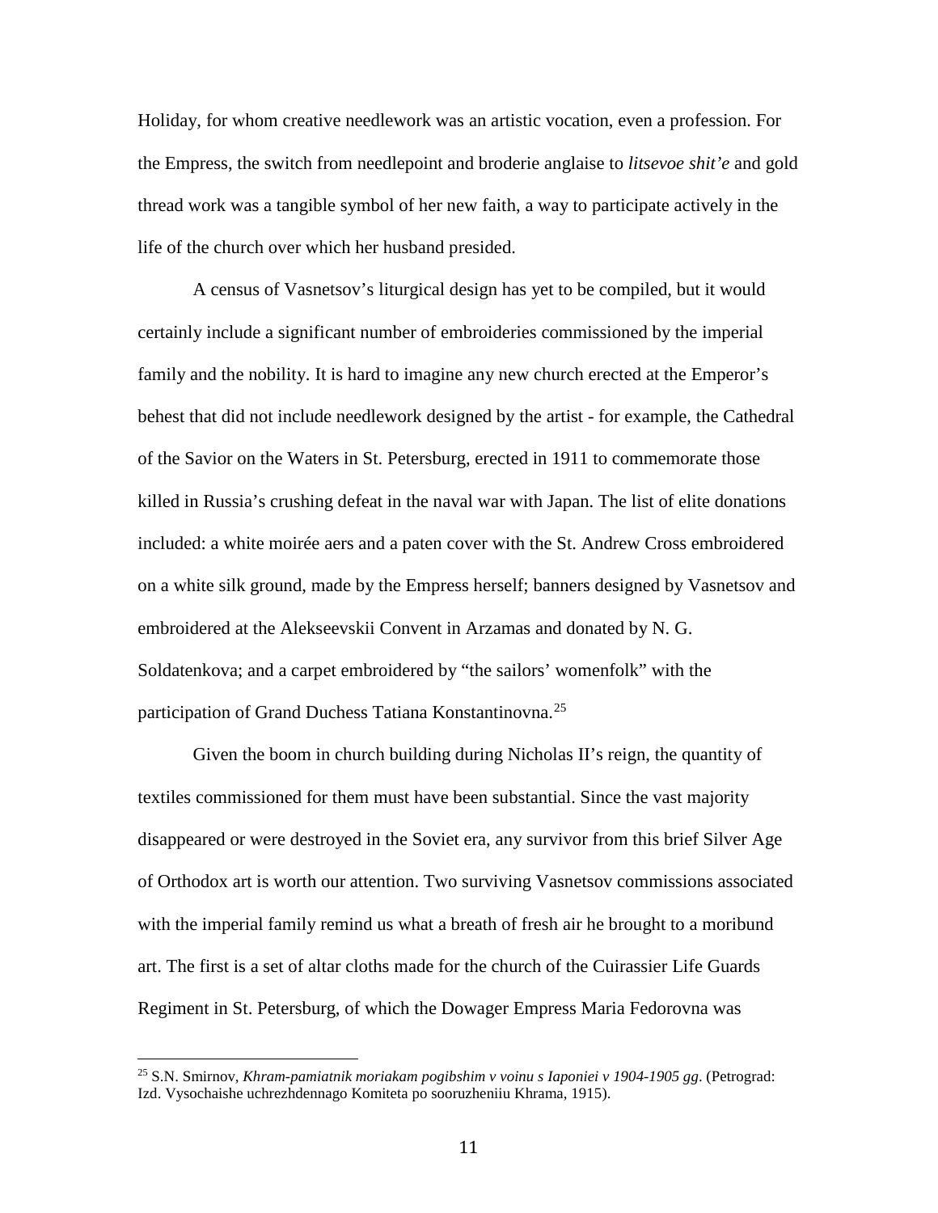Holiday, for whom creative needlework was an artistic vocation, even a profession. For the Empress, the switch from needlepoint and broderie anglaise to *litsevoe shit'e* and gold thread work was a tangible symbol of her new faith, a way to participate actively in the life of the church over which her husband presided.

A census of Vasnetsov's liturgical design has yet to be compiled, but it would certainly include a significant number of embroideries commissioned by the imperial family and the nobility. It is hard to imagine any new church erected at the Emperor's behest that did not include needlework designed by the artist - for example, the Cathedral of the Savior on the Waters in St. Petersburg, erected in 1911 to commemorate those killed in Russia's crushing defeat in the naval war with Japan. The list of elite donations included: a white moirée aers and a paten cover with the St. Andrew Cross embroidered on a white silk ground, made by the Empress herself; banners designed by Vasnetsov and embroidered at the Alekseevskii Convent in Arzamas and donated by N. G. Soldatenkova; and a carpet embroidered by "the sailors' womenfolk" with the participation of Grand Duchess Tatiana Konstantinovna.[25]

Given the boom in church building during Nicholas II's reign, the quantity of textiles commissioned for them must have been substantial. Since the vast majority disappeared or were destroyed in the Soviet era, any survivor from this brief Silver Age of Orthodox art is worth our attention. Two surviving Vasnetsov commissions associated with the imperial family remind us what a breath of fresh air he brought to a moribund art. The first is a set of altar cloths made for the church of the Cuirassier Life Guards Regiment in St. Petersburg, of which the Dowager Empress Maria Fedorovna was

---

[25] S.N. Smirnov, *Khram-pamiatnik moriakam pogibshim v voinu s Iaponiei v 1904-1905 gg*. (Petrograd: Izd. Vysochaishe uchrezhdennago Komiteta po sooruzheniiu Khrama, 1915).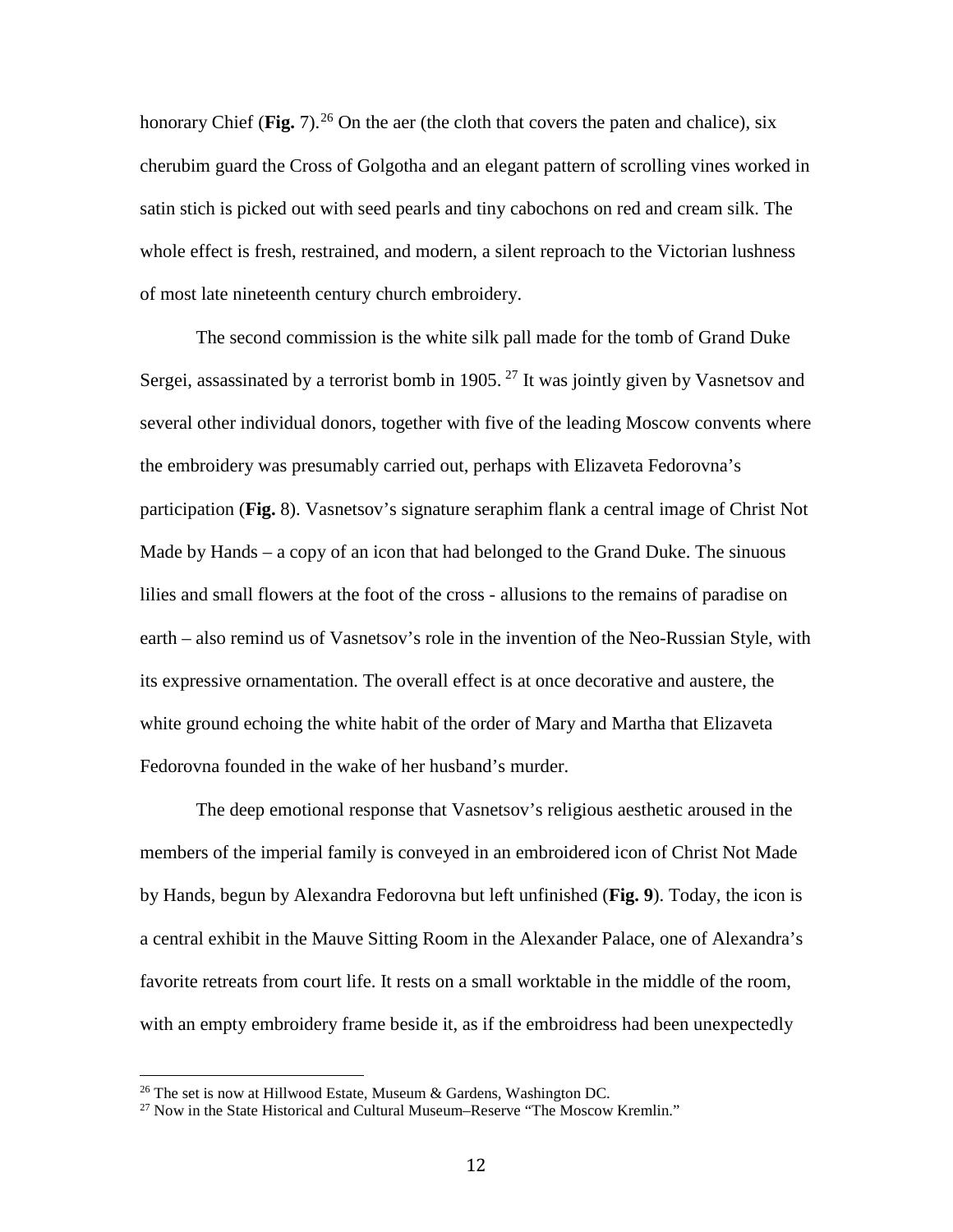honorary Chief (**Fig.** 7).[26] On the aer (the cloth that covers the paten and chalice), six cherubim guard the Cross of Golgotha and an elegant pattern of scrolling vines worked in satin stich is picked out with seed pearls and tiny cabochons on red and cream silk. The whole effect is fresh, restrained, and modern, a silent reproach to the Victorian lushness of most late nineteenth century church embroidery.

The second commission is the white silk pall made for the tomb of Grand Duke Sergei, assassinated by a terrorist bomb in 1905. [27] It was jointly given by Vasnetsov and several other individual donors, together with five of the leading Moscow convents where the embroidery was presumably carried out, perhaps with Elizaveta Fedorovna's participation (**Fig.** 8). Vasnetsov's signature seraphim flank a central image of Christ Not Made by Hands – a copy of an icon that had belonged to the Grand Duke. The sinuous lilies and small flowers at the foot of the cross - allusions to the remains of paradise on earth – also remind us of Vasnetsov's role in the invention of the Neo-Russian Style, with its expressive ornamentation. The overall effect is at once decorative and austere, the white ground echoing the white habit of the order of Mary and Martha that Elizaveta Fedorovna founded in the wake of her husband's murder.

The deep emotional response that Vasnetsov's religious aesthetic aroused in the members of the imperial family is conveyed in an embroidered icon of Christ Not Made by Hands, begun by Alexandra Fedorovna but left unfinished (**Fig. 9**). Today, the icon is a central exhibit in the Mauve Sitting Room in the Alexander Palace, one of Alexandra's favorite retreats from court life. It rests on a small worktable in the middle of the room, with an empty embroidery frame beside it, as if the embroidress had been unexpectedly

---

[26] The set is now at Hillwood Estate, Museum & Gardens, Washington DC.

[27] Now in the State Historical and Cultural Museum–Reserve "The Moscow Kremlin."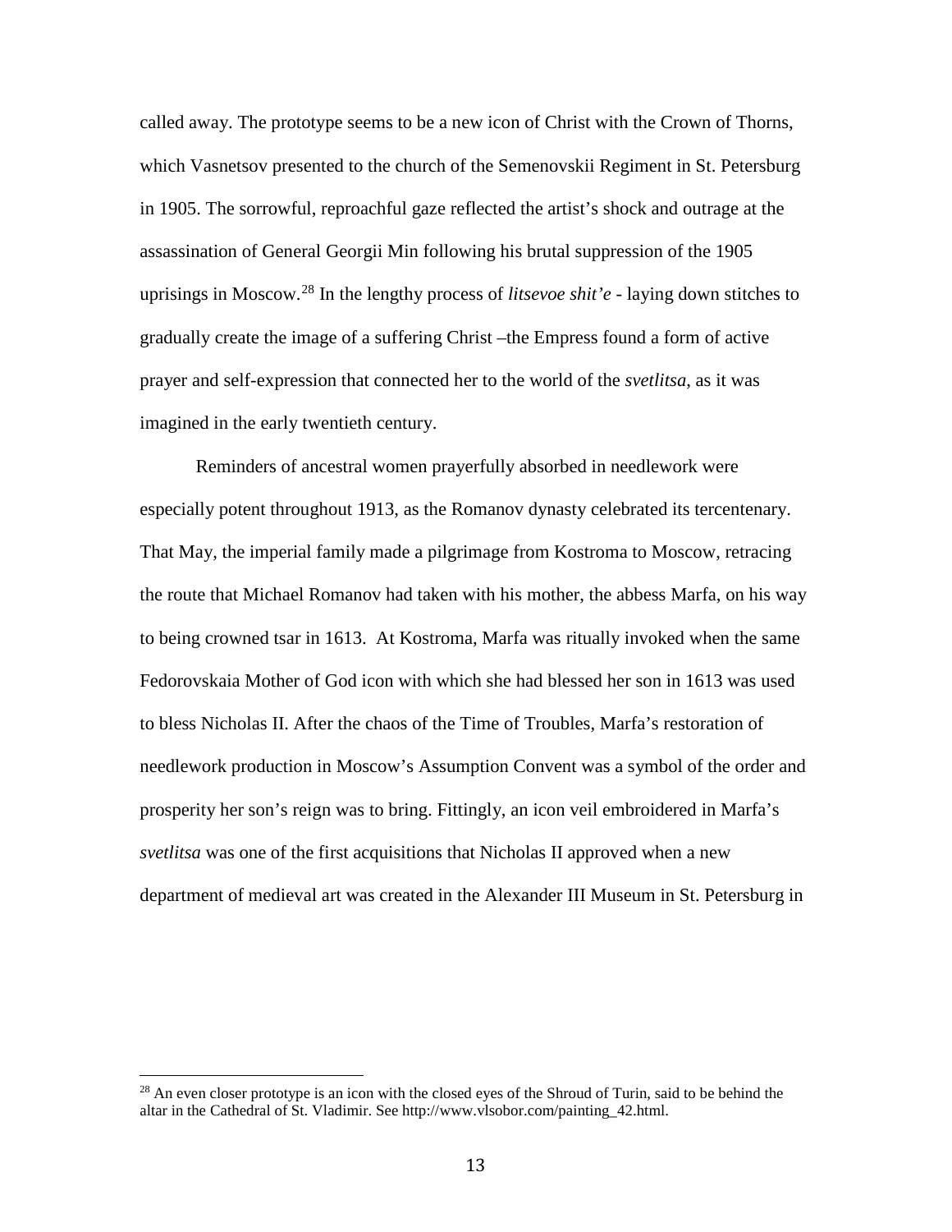called away. The prototype seems to be a new icon of Christ with the Crown of Thorns, which Vasnetsov presented to the church of the Semenovskii Regiment in St. Petersburg in 1905. The sorrowful, reproachful gaze reflected the artist's shock and outrage at the assassination of General Georgii Min following his brutal suppression of the 1905 uprisings in Moscow.[28] In the lengthy process of *litsevoe shit'e* - laying down stitches to gradually create the image of a suffering Christ –the Empress found a form of active prayer and self-expression that connected her to the world of the *svetlitsa*, as it was imagined in the early twentieth century.

Reminders of ancestral women prayerfully absorbed in needlework were especially potent throughout 1913, as the Romanov dynasty celebrated its tercentenary. That May, the imperial family made a pilgrimage from Kostroma to Moscow, retracing the route that Michael Romanov had taken with his mother, the abbess Marfa, on his way to being crowned tsar in 1613. At Kostroma, Marfa was ritually invoked when the same Fedorovskaia Mother of God icon with which she had blessed her son in 1613 was used to bless Nicholas II. After the chaos of the Time of Troubles, Marfa's restoration of needlework production in Moscow's Assumption Convent was a symbol of the order and prosperity her son's reign was to bring. Fittingly, an icon veil embroidered in Marfa's *svetlitsa* was one of the first acquisitions that Nicholas II approved when a new department of medieval art was created in the Alexander III Museum in St. Petersburg in

[28] An even closer prototype is an icon with the closed eyes of the Shroud of Turin, said to be behind the altar in the Cathedral of St. Vladimir. See http://www.vlsobor.com/painting_42.html.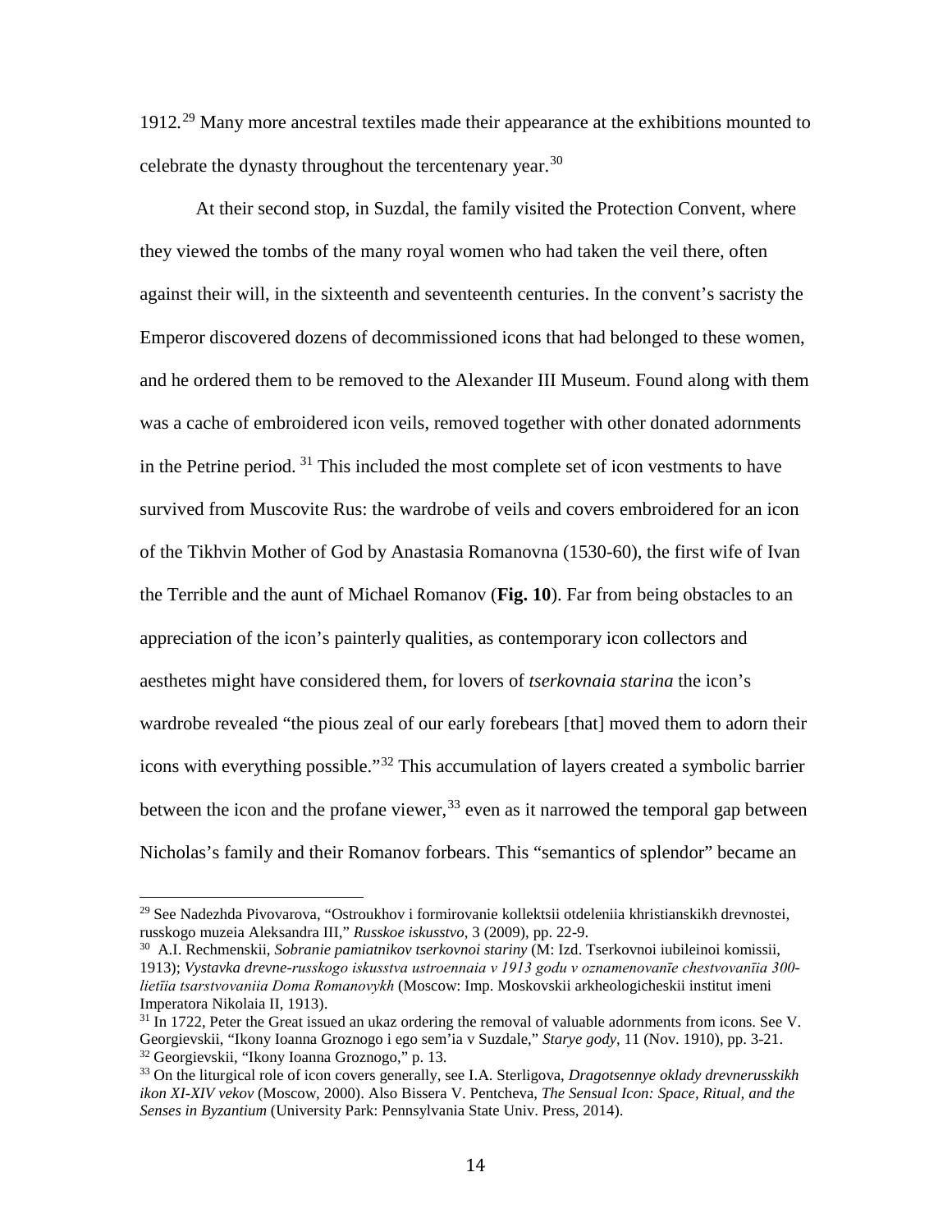1912.[29] Many more ancestral textiles made their appearance at the exhibitions mounted to celebrate the dynasty throughout the tercentenary year.[30]

At their second stop, in Suzdal, the family visited the Protection Convent, where they viewed the tombs of the many royal women who had taken the veil there, often against their will, in the sixteenth and seventeenth centuries. In the convent's sacristy the Emperor discovered dozens of decommissioned icons that had belonged to these women, and he ordered them to be removed to the Alexander III Museum. Found along with them was a cache of embroidered icon veils, removed together with other donated adornments in the Petrine period. [31] This included the most complete set of icon vestments to have survived from Muscovite Rus: the wardrobe of veils and covers embroidered for an icon of the Tikhvin Mother of God by Anastasia Romanovna (1530-60), the first wife of Ivan the Terrible and the aunt of Michael Romanov (**Fig. 10**). Far from being obstacles to an appreciation of the icon's painterly qualities, as contemporary icon collectors and aesthetes might have considered them, for lovers of *tserkovnaia starina* the icon's wardrobe revealed "the pious zeal of our early forebears [that] moved them to adorn their icons with everything possible."[32] This accumulation of layers created a symbolic barrier between the icon and the profane viewer,[33] even as it narrowed the temporal gap between Nicholas's family and their Romanov forbears. This "semantics of splendor" became an

---

[29] See Nadezhda Pivovarova, "Ostroukhov i formirovanie kollektsii otdeleniia khristianskikh drevnostei, russkogo muzeia Aleksandra III," *Russkoe iskusstvo*, 3 (2009), pp. 22-9.

[30] A.I. Rechmenskii, *Sobranie pamiatnikov tserkovnoi stariny* (M: Izd. Tserkovnoi iubileinoi komissii, 1913); *Vystavka drevne-russkogo iskusstva ustroennaia v 1913 godu v oznamenovanīe chestvovanīia 300-lietīia tsarstvovaniia Doma Romanovykh* (Moscow: Imp. Moskovskii arkheologicheskii institut imeni Imperatora Nikolaia II, 1913).

[31] In 1722, Peter the Great issued an ukaz ordering the removal of valuable adornments from icons. See V. Georgievskii, "Ikony Ioanna Groznogo i ego sem'ia v Suzdale," *Starye gody*, 11 (Nov. 1910), pp. 3-21.

[32] Georgievskii, "Ikony Ioanna Groznogo," p. 13.

[33] On the liturgical role of icon covers generally, see I.A. Sterligova, *Dragotsennye oklady drevnerusskikh ikon XI-XIV vekov* (Moscow, 2000). Also Bissera V. Pentcheva, *The Sensual Icon: Space, Ritual, and the Senses in Byzantium* (University Park: Pennsylvania State Univ. Press, 2014).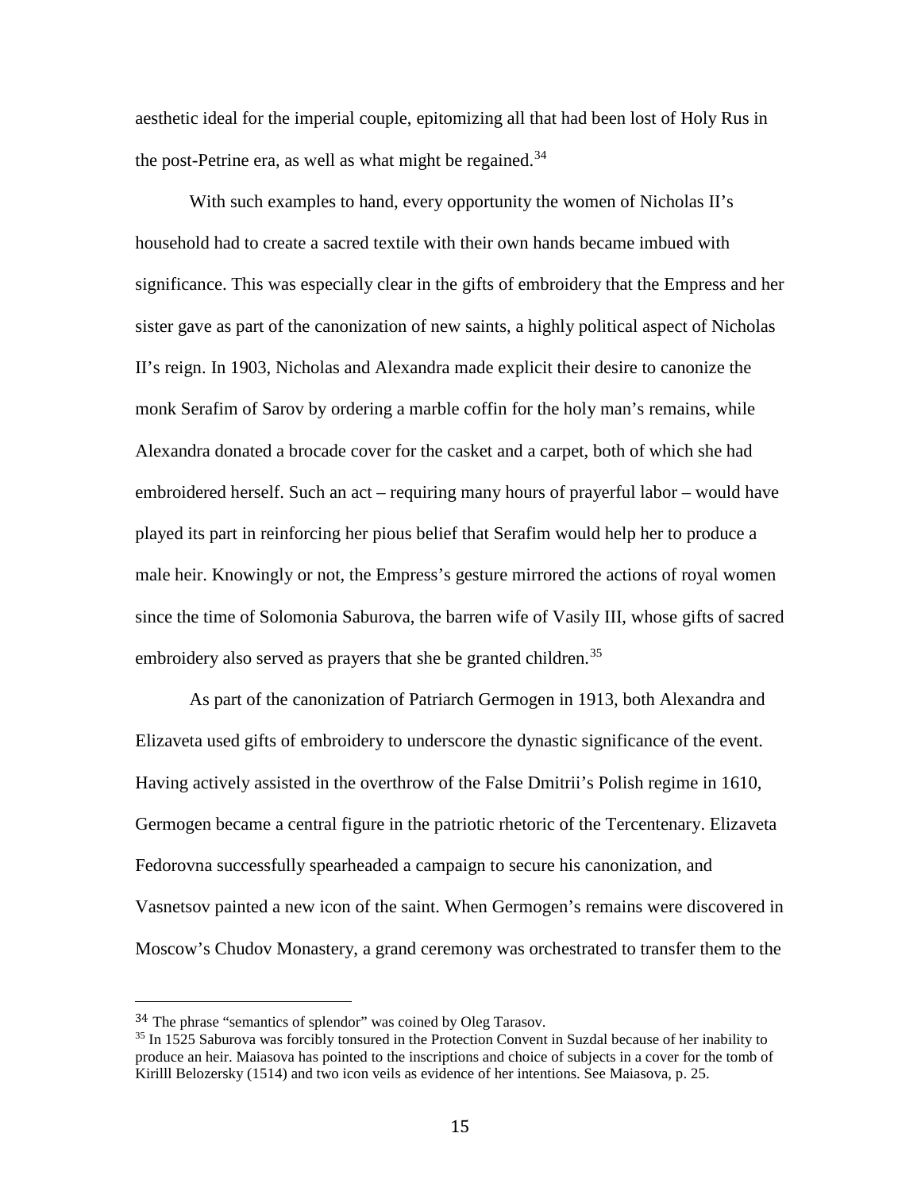aesthetic ideal for the imperial couple, epitomizing all that had been lost of Holy Rus in the post-Petrine era, as well as what might be regained.[34]

With such examples to hand, every opportunity the women of Nicholas II's household had to create a sacred textile with their own hands became imbued with significance. This was especially clear in the gifts of embroidery that the Empress and her sister gave as part of the canonization of new saints, a highly political aspect of Nicholas II's reign. In 1903, Nicholas and Alexandra made explicit their desire to canonize the monk Serafim of Sarov by ordering a marble coffin for the holy man's remains, while Alexandra donated a brocade cover for the casket and a carpet, both of which she had embroidered herself. Such an act – requiring many hours of prayerful labor – would have played its part in reinforcing her pious belief that Serafim would help her to produce a male heir. Knowingly or not, the Empress's gesture mirrored the actions of royal women since the time of Solomonia Saburova, the barren wife of Vasily III, whose gifts of sacred embroidery also served as prayers that she be granted children.[35]

As part of the canonization of Patriarch Germogen in 1913, both Alexandra and Elizaveta used gifts of embroidery to underscore the dynastic significance of the event. Having actively assisted in the overthrow of the False Dmitrii's Polish regime in 1610, Germogen became a central figure in the patriotic rhetoric of the Tercentenary. Elizaveta Fedorovna successfully spearheaded a campaign to secure his canonization, and Vasnetsov painted a new icon of the saint. When Germogen's remains were discovered in Moscow's Chudov Monastery, a grand ceremony was orchestrated to transfer them to the

---

[34] The phrase "semantics of splendor" was coined by Oleg Tarasov.

[35] In 1525 Saburova was forcibly tonsured in the Protection Convent in Suzdal because of her inability to produce an heir. Maiasova has pointed to the inscriptions and choice of subjects in a cover for the tomb of Kirilll Belozersky (1514) and two icon veils as evidence of her intentions. See Maiasova, p. 25.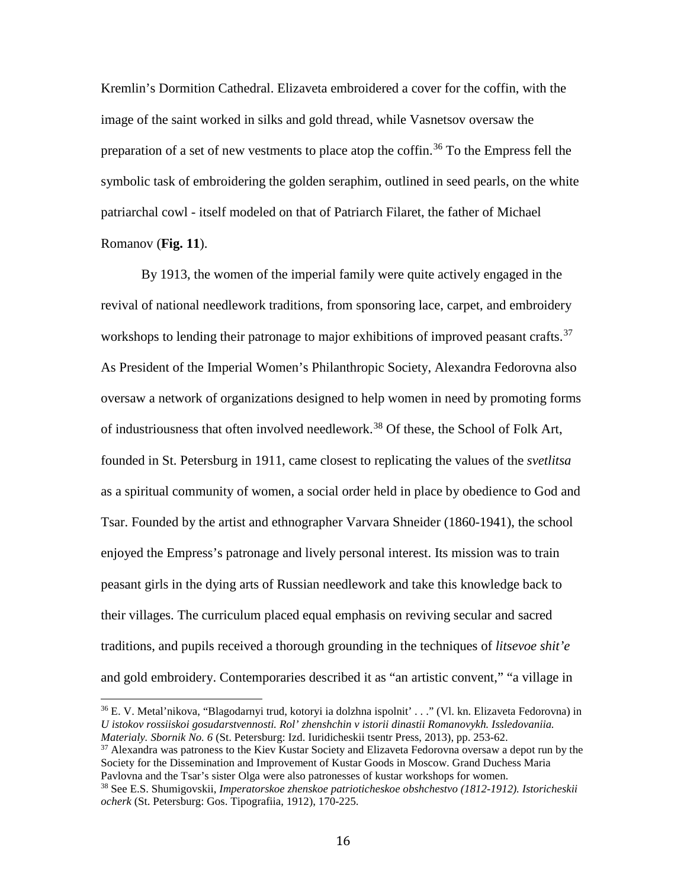Kremlin's Dormition Cathedral. Elizaveta embroidered a cover for the coffin, with the image of the saint worked in silks and gold thread, while Vasnetsov oversaw the preparation of a set of new vestments to place atop the coffin.[36] To the Empress fell the symbolic task of embroidering the golden seraphim, outlined in seed pearls, on the white patriarchal cowl - itself modeled on that of Patriarch Filaret, the father of Michael Romanov (**Fig. 11**).

By 1913, the women of the imperial family were quite actively engaged in the revival of national needlework traditions, from sponsoring lace, carpet, and embroidery workshops to lending their patronage to major exhibitions of improved peasant crafts.[37] As President of the Imperial Women's Philanthropic Society, Alexandra Fedorovna also oversaw a network of organizations designed to help women in need by promoting forms of industriousness that often involved needlework.[38] Of these, the School of Folk Art, founded in St. Petersburg in 1911, came closest to replicating the values of the *svetlitsa* as a spiritual community of women, a social order held in place by obedience to God and Tsar. Founded by the artist and ethnographer Varvara Shneider (1860-1941), the school enjoyed the Empress's patronage and lively personal interest. Its mission was to train peasant girls in the dying arts of Russian needlework and take this knowledge back to their villages. The curriculum placed equal emphasis on reviving secular and sacred traditions, and pupils received a thorough grounding in the techniques of *litsevoe shit'e* and gold embroidery. Contemporaries described it as "an artistic convent," "a village in

---

[36] E. V. Metal'nikova, "Blagodarnyi trud, kotoryi ia dolzhna ispolnit' . . ." (Vl. kn. Elizaveta Fedorovna) in *U istokov rossiiskoi gosudarstvennosti. Rol' zhenshchin v istorii dinastii Romanovykh. Issledovaniia. Materialy. Sbornik No. 6* (St. Petersburg: Izd. Iuridicheskii tsentr Press, 2013), pp. 253-62.

[37] Alexandra was patroness to the Kiev Kustar Society and Elizaveta Fedorovna oversaw a depot run by the Society for the Dissemination and Improvement of Kustar Goods in Moscow. Grand Duchess Maria Pavlovna and the Tsar's sister Olga were also patronesses of kustar workshops for women.

[38] See E.S. Shumigovskii, *Imperatorskoe zhenskoe patrioticheskoe obshchestvo (1812-1912). Istoricheskii ocherk* (St. Petersburg: Gos. Tipografiia, 1912), 170-225.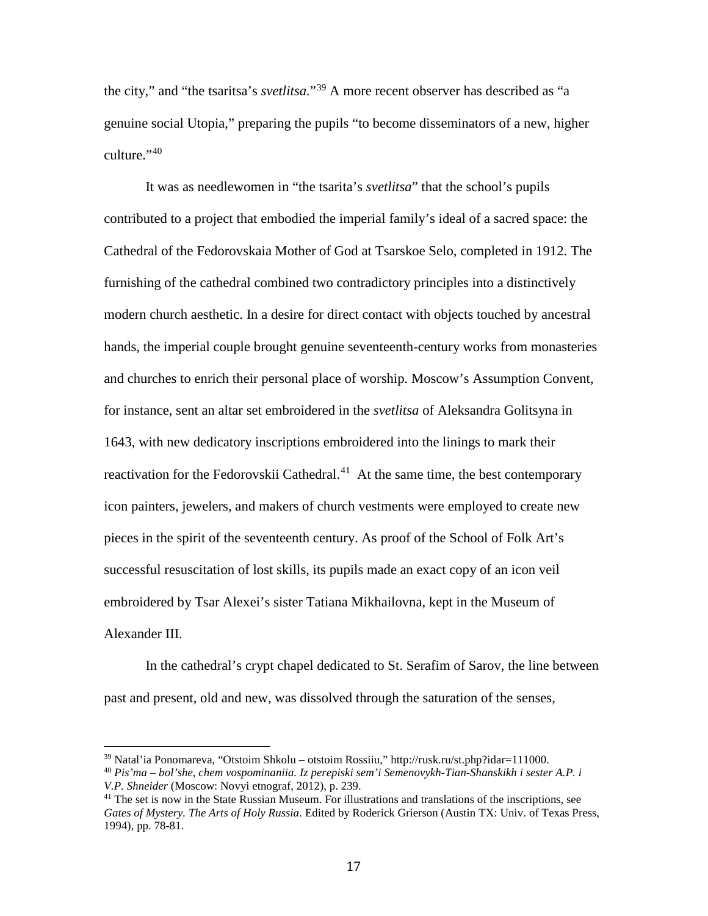the city," and "the tsaritsa's *svetlitsa.*"[39] A more recent observer has described as "a genuine social Utopia," preparing the pupils "to become disseminators of a new, higher culture."[40]

It was as needlewomen in "the tsarita's *svetlitsa*" that the school's pupils contributed to a project that embodied the imperial family's ideal of a sacred space: the Cathedral of the Fedorovskaia Mother of God at Tsarskoe Selo, completed in 1912. The furnishing of the cathedral combined two contradictory principles into a distinctively modern church aesthetic. In a desire for direct contact with objects touched by ancestral hands, the imperial couple brought genuine seventeenth-century works from monasteries and churches to enrich their personal place of worship. Moscow's Assumption Convent, for instance, sent an altar set embroidered in the *svetlitsa* of Aleksandra Golitsyna in 1643, with new dedicatory inscriptions embroidered into the linings to mark their reactivation for the Fedorovskii Cathedral.[41] At the same time, the best contemporary icon painters, jewelers, and makers of church vestments were employed to create new pieces in the spirit of the seventeenth century. As proof of the School of Folk Art's successful resuscitation of lost skills, its pupils made an exact copy of an icon veil embroidered by Tsar Alexei's sister Tatiana Mikhailovna, kept in the Museum of Alexander III.

In the cathedral's crypt chapel dedicated to St. Serafim of Sarov, the line between past and present, old and new, was dissolved through the saturation of the senses,

---

[39] Natal'ia Ponomareva, "Otstoim Shkolu – otstoim Rossiiu," http://rusk.ru/st.php?idar=111000.

[40] *Pis'ma – bol'she, chem vospominaniia. Iz perepiski sem'i Semenovykh-Tian-Shanskikh i sester A.P. i V.P. Shneider* (Moscow: Novyi etnograf, 2012), p. 239.

[41] The set is now in the State Russian Museum. For illustrations and translations of the inscriptions, see *Gates of Mystery. The Arts of Holy Russia*. Edited by Roderick Grierson (Austin TX: Univ. of Texas Press, 1994), pp. 78-81.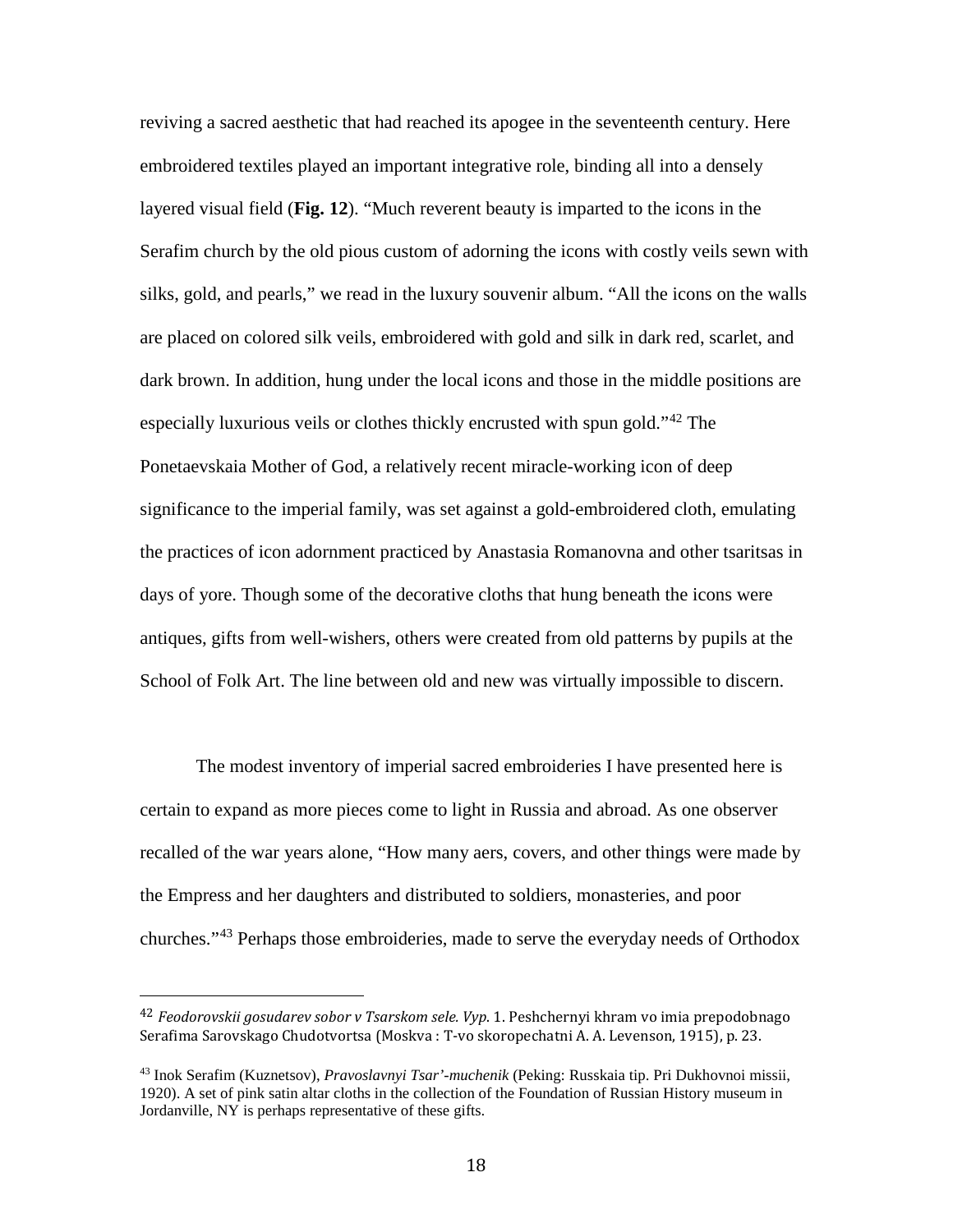reviving a sacred aesthetic that had reached its apogee in the seventeenth century. Here embroidered textiles played an important integrative role, binding all into a densely layered visual field (**Fig. 12**). "Much reverent beauty is imparted to the icons in the Serafim church by the old pious custom of adorning the icons with costly veils sewn with silks, gold, and pearls," we read in the luxury souvenir album. "All the icons on the walls are placed on colored silk veils, embroidered with gold and silk in dark red, scarlet, and dark brown. In addition, hung under the local icons and those in the middle positions are especially luxurious veils or clothes thickly encrusted with spun gold."[42] The Ponetaevskaia Mother of God, a relatively recent miracle-working icon of deep significance to the imperial family, was set against a gold-embroidered cloth, emulating the practices of icon adornment practiced by Anastasia Romanovna and other tsaritsas in days of yore. Though some of the decorative cloths that hung beneath the icons were antiques, gifts from well-wishers, others were created from old patterns by pupils at the School of Folk Art. The line between old and new was virtually impossible to discern.

The modest inventory of imperial sacred embroideries I have presented here is certain to expand as more pieces come to light in Russia and abroad. As one observer recalled of the war years alone, "How many aers, covers, and other things were made by the Empress and her daughters and distributed to soldiers, monasteries, and poor churches."[43] Perhaps those embroideries, made to serve the everyday needs of Orthodox

---

[42] *Feodorovskii gosudarev sobor v Tsarskom sele. Vyp.* 1. Peshchernyi khram vo imia prepodobnago Serafima Sarovskago Chudotvortsa (Moskva : T-vo skoropechatni A. A. Levenson, 1915), p. 23.

[43] Inok Serafim (Kuznetsov), *Pravoslavnyi Tsar'-muchenik* (Peking: Russkaia tip. Pri Dukhovnoi missii, 1920). A set of pink satin altar cloths in the collection of the Foundation of Russian History museum in Jordanville, NY is perhaps representative of these gifts.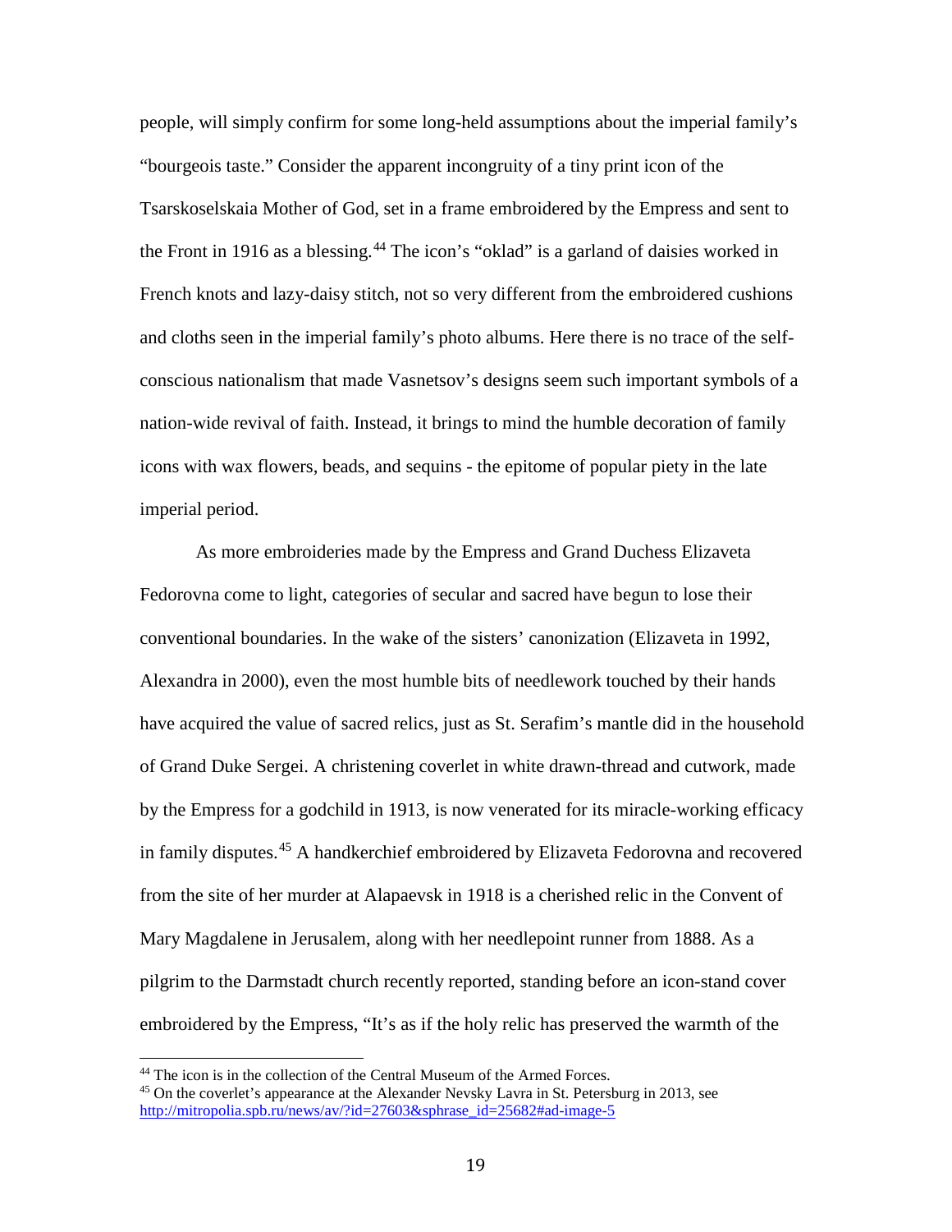people, will simply confirm for some long-held assumptions about the imperial family's "bourgeois taste." Consider the apparent incongruity of a tiny print icon of the Tsarskoselskaia Mother of God, set in a frame embroidered by the Empress and sent to the Front in 1916 as a blessing.[44] The icon's "oklad" is a garland of daisies worked in French knots and lazy-daisy stitch, not so very different from the embroidered cushions and cloths seen in the imperial family's photo albums. Here there is no trace of the self-conscious nationalism that made Vasnetsov's designs seem such important symbols of a nation-wide revival of faith. Instead, it brings to mind the humble decoration of family icons with wax flowers, beads, and sequins - the epitome of popular piety in the late imperial period.

As more embroideries made by the Empress and Grand Duchess Elizaveta Fedorovna come to light, categories of secular and sacred have begun to lose their conventional boundaries. In the wake of the sisters' canonization (Elizaveta in 1992, Alexandra in 2000), even the most humble bits of needlework touched by their hands have acquired the value of sacred relics, just as St. Serafim's mantle did in the household of Grand Duke Sergei. A christening coverlet in white drawn-thread and cutwork, made by the Empress for a godchild in 1913, is now venerated for its miracle-working efficacy in family disputes.[45] A handkerchief embroidered by Elizaveta Fedorovna and recovered from the site of her murder at Alapaevsk in 1918 is a cherished relic in the Convent of Mary Magdalene in Jerusalem, along with her needlepoint runner from 1888. As a pilgrim to the Darmstadt church recently reported, standing before an icon-stand cover embroidered by the Empress, "It's as if the holy relic has preserved the warmth of the

---

[44] The icon is in the collection of the Central Museum of the Armed Forces.

[45] On the coverlet's appearance at the Alexander Nevsky Lavra in St. Petersburg in 2013, see http://mitropolia.spb.ru/news/av/?id=27603&sphrase_id=25682#ad-image-5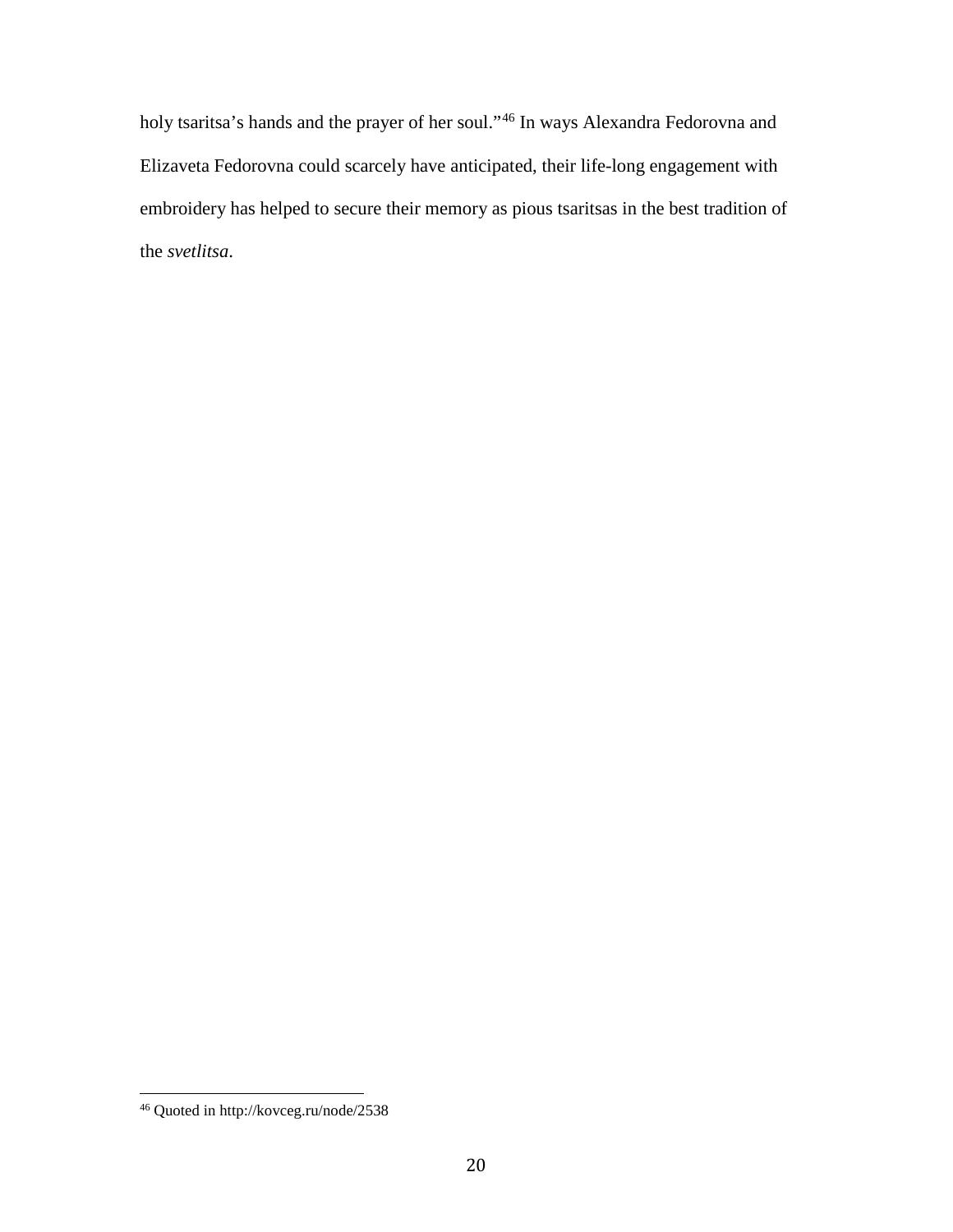holy tsaritsa's hands and the prayer of her soul."[46] In ways Alexandra Fedorovna and Elizaveta Fedorovna could scarcely have anticipated, their life-long engagement with embroidery has helped to secure their memory as pious tsaritsas in the best tradition of the *svetlitsa*.

[46] Quoted in http://kovceg.ru/node/2538